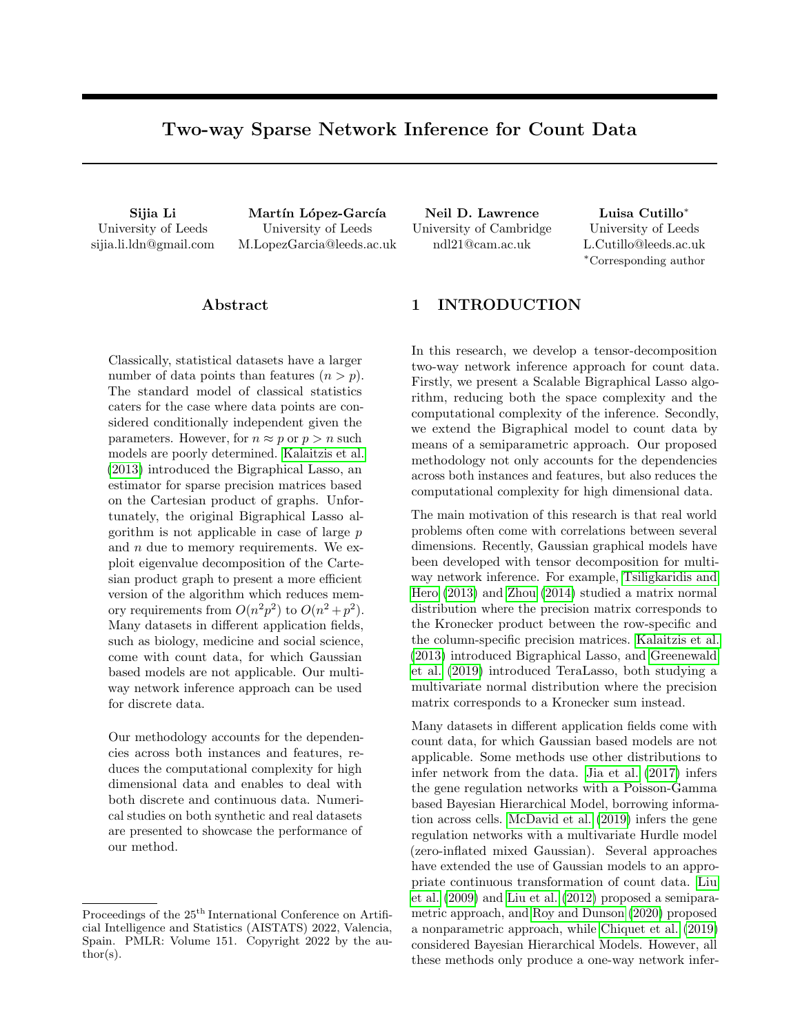# Two-way Sparse Network Inference for Count Data

**Sijia Li**
University of Leeds
sijia.li.ldn@gmail.com

**Martín López-García**
University of Leeds
M.LopezGarcia@leeds.ac.uk

**Neil D. Lawrence**
University of Cambridge
ndl21@cam.ac.uk

**Luisa Cutillo***
University of Leeds
L.Cutillo@leeds.ac.uk
*Corresponding author

## Abstract

Classically, statistical datasets have a larger number of data points than features ($n > p$). The standard model of classical statistics caters for the case where data points are considered conditionally independent given the parameters. However, for $n \approx p$ or $p > n$ such models are poorly determined. Kalaitzis et al. (2013) introduced the Bigraphical Lasso, an estimator for sparse precision matrices based on the Cartesian product of graphs. Unfortunately, the original Bigraphical Lasso algorithm is not applicable in case of large $p$ and $n$ due to memory requirements. We exploit eigenvalue decomposition of the Cartesian product graph to present a more efficient version of the algorithm which reduces memory requirements from $O(n^2p^2)$ to $O(n^2 + p^2)$. Many datasets in different application fields, such as biology, medicine and social science, come with count data, for which Gaussian based models are not applicable. Our multi-way network inference approach can be used for discrete data.

Our methodology accounts for the dependencies across both instances and features, reduces the computational complexity for high dimensional data and enables to deal with both discrete and continuous data. Numerical studies on both synthetic and real datasets are presented to showcase the performance of our method.

## 1 INTRODUCTION

In this research, we develop a tensor-decomposition two-way network inference approach for count data. Firstly, we present a Scalable Bigraphical Lasso algorithm, reducing both the space complexity and the computational complexity of the inference. Secondly, we extend the Bigraphical model to count data by means of a semiparametric approach. Our proposed methodology not only accounts for the dependencies across both instances and features, but also reduces the computational complexity for high dimensional data.

The main motivation of this research is that real world problems often come with correlations between several dimensions. Recently, Gaussian graphical models have been developed with tensor decomposition for multi-way network inference. For example, Tsiligkaridis and Hero (2013) and Zhou (2014) studied a matrix normal distribution where the precision matrix corresponds to the Kronecker product between the row-specific and the column-specific precision matrices. Kalaitzis et al. (2013) introduced Bigraphical Lasso, and Greenewald et al. (2019) introduced TeraLasso, both studying a multivariate normal distribution where the precision matrix corresponds to a Kronecker sum instead.

Many datasets in different application fields come with count data, for which Gaussian based models are not applicable. Some methods use other distributions to infer network from the data. Jia et al. (2017) infers the gene regulation networks with a Poisson-Gamma based Bayesian Hierarchical Model, borrowing information across cells. McDavid et al. (2019) infers the gene regulation networks with a multivariate Hurdle model (zero-inflated mixed Gaussian). Several approaches have extended the use of Gaussian models to an appropriate continuous transformation of count data. Liu et al. (2009) and Liu et al. (2012) proposed a semiparametric approach, and Roy and Dunson (2020) proposed a nonparametric approach, while Chiquet et al. (2019) considered Bayesian Hierarchical Models. However, all these methods only produce a one-way network infer-

Proceedings of the 25[th] International Conference on Artificial Intelligence and Statistics (AISTATS) 2022, Valencia, Spain. PMLR: Volume 151. Copyright 2022 by the author(s).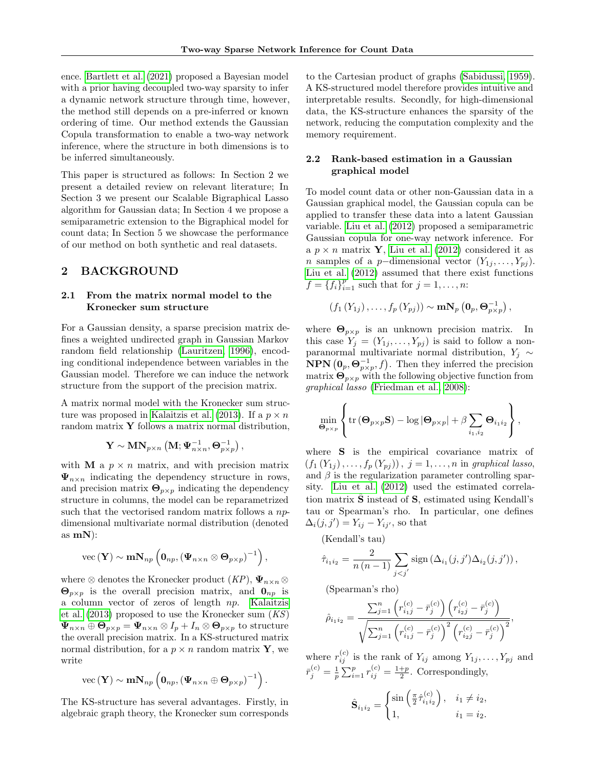ence. Bartlett et al. (2021) proposed a Bayesian model with a prior having decoupled two-way sparsity to infer a dynamic network structure through time, however, the method still depends on a pre-inferred or known ordering of time. Our method extends the Gaussian Copula transformation to enable a two-way network inference, where the structure in both dimensions is to be inferred simultaneously.

This paper is structured as follows: In Section 2 we present a detailed review on relevant literature; In Section 3 we present our Scalable Bigraphical Lasso algorithm for Gaussian data; In Section 4 we propose a semiparametric extension to the Bigraphical model for count data; In Section 5 we showcase the performance of our method on both synthetic and real datasets.

## 2 BACKGROUND

### 2.1 From the matrix normal model to the Kronecker sum structure

For a Gaussian density, a sparse precision matrix defines a weighted undirected graph in Gaussian Markov random field relationship (Lauritzen, 1996), encoding conditional independence between variables in the Gaussian model. Therefore we can induce the network structure from the support of the precision matrix.

A matrix normal model with the Kronecker sum structure was proposed in Kalaitzis et al. (2013). If a $p \times n$ random matrix $\mathbf{Y}$ follows a matrix normal distribution,

$$\mathbf{Y} \sim \mathbf{MN}_{p\times n}\left(\mathbf{M}; \mathbf{\Psi}_{n\times n}^{-1}, \mathbf{\Theta}_{p\times p}^{-1}\right),$$

with $\mathbf{M}$ a $p \times n$ matrix, and with precision matrix $\mathbf{\Psi}_{n\times n}$ indicating the dependency structure in rows, and precision matrix $\mathbf{\Theta}_{p\times p}$ indicating the dependency structure in columns, the model can be reparametrized such that the vectorised random matrix follows a $np$-dimensional multivariate normal distribution (denoted as $\mathbf{mN}$):

$$\text{vec}\left(\mathbf{Y}\right) \sim \mathbf{mN}_{np}\left(\mathbf{0}_{np}, \left(\mathbf{\Psi}_{n\times n} \otimes \mathbf{\Theta}_{p\times p}\right)^{-1}\right),$$

where $\otimes$ denotes the Kronecker product (*KP*), $\mathbf{\Psi}_{n\times n} \otimes \mathbf{\Theta}_{p\times p}$ is the overall precision matrix, and $\mathbf{0}_{np}$ is a column vector of zeros of length $np$. Kalaitzis et al. (2013) proposed to use the Kronecker sum (*KS*) $\mathbf{\Psi}_{n\times n} \oplus \mathbf{\Theta}_{p\times p} = \mathbf{\Psi}_{n\times n} \otimes I_p + I_n \otimes \mathbf{\Theta}_{p\times p}$ to structure the overall precision matrix. In a KS-structured matrix normal distribution, for a $p \times n$ random matrix $\mathbf{Y}$, we write

$$\text{vec}\left(\mathbf{Y}\right) \sim \mathbf{mN}_{np}\left(\mathbf{0}_{np}, \left(\mathbf{\Psi}_{n\times n} \oplus \mathbf{\Theta}_{p\times p}\right)^{-1}\right).$$

The KS-structure has several advantages. Firstly, in algebraic graph theory, the Kronecker sum corresponds to the Cartesian product of graphs (Sabidussi, 1959). A KS-structured model therefore provides intuitive and interpretable results. Secondly, for high-dimensional data, the KS-structure enhances the sparsity of the network, reducing the computation complexity and the memory requirement.

### 2.2 Rank-based estimation in a Gaussian graphical model

To model count data or other non-Gaussian data in a Gaussian graphical model, the Gaussian copula can be applied to transfer these data into a latent Gaussian variable. Liu et al. (2012) proposed a semiparametric Gaussian copula for one-way network inference. For a $p \times n$ matrix $\mathbf{Y}$, Liu et al. (2012) considered it as $n$ samples of a $p-$dimensional vector $(Y_{1j}, \ldots, Y_{pj})$. Liu et al. (2012) assumed that there exist functions $f = \{f_i\}_{i=1}^{p}$ such that for $j = 1, \ldots, n$:

$$\left(f_1\left(Y_{1j}\right), \ldots, f_p\left(Y_{pj}\right)\right) \sim \mathbf{mN}_p\left(\mathbf{0}_p, \mathbf{\Theta}_{p\times p}^{-1}\right),$$

where $\mathbf{\Theta}_{p\times p}$ is an unknown precision matrix. In this case $Y_j = (Y_{1j}, \ldots, Y_{pj})$ is said to follow a non-paranormal multivariate normal distribution, $Y_j \sim \mathbf{NPN}\left(\mathbf{0}_p, \mathbf{\Theta}_{p\times p}^{-1}, f\right)$. Then they inferred the precision matrix $\mathbf{\Theta}_{p\times p}$ with the following objective function from *graphical lasso* (Friedman et al., 2008):

$$\min_{\mathbf{\Theta}_{p\times p}} \left\{ \text{tr}\left(\mathbf{\Theta}_{p\times p}\mathbf{S}\right) - \log\left|\mathbf{\Theta}_{p\times p}\right| + \beta \sum_{i_1, i_2} \mathbf{\Theta}_{i_1 i_2} \right\},$$

where $\mathbf{S}$ is the empirical covariance matrix of $\left(f_1\left(Y_{1j}\right), \ldots, f_p\left(Y_{pj}\right)\right),\ j = 1, \ldots, n$ in *graphical lasso*, and $\beta$ is the regularization parameter controlling sparsity. Liu et al. (2012) used the estimated correlation matrix $\hat{\mathbf{S}}$ instead of $\mathbf{S}$, estimated using Kendall's tau or Spearman's rho. In particular, one defines $\Delta_i(j, j') = Y_{ij} - Y_{ij'}$, so that

(Kendall's tau)

$$\hat{\tau}_{i_1 i_2} = \frac{2}{n\left(n-1\right)} \sum_{j<j'} \text{sign}\left(\Delta_{i_1}(j, j')\Delta_{i_2}(j, j')\right),$$

(Spearman's rho)

$$\hat{\rho}_{i_1 i_2} = \frac{\sum_{j=1}^{n}\left(r_{i_1 j}^{(c)} - \bar{r}_j^{(c)}\right)\left(r_{i_2 j}^{(c)} - \bar{r}_j^{(c)}\right)}{\sqrt{\sum_{j=1}^{n}\left(r_{i_1 j}^{(c)} - \bar{r}_j^{(c)}\right)^2\left(r_{i_2 j}^{(c)} - \bar{r}_j^{(c)}\right)^2}},$$

where $r_{ij}^{(c)}$ is the rank of $Y_{ij}$ among $Y_{1j}, \ldots, Y_{pj}$ and $\bar{r}_j^{(c)} = \frac{1}{p}\sum_{i=1}^{p} r_{ij}^{(c)} = \frac{1+p}{2}$. Correspondingly,

$$\hat{\mathbf{S}}_{i_1 i_2} = \begin{cases} \sin\left(\frac{\pi}{2}\hat{\tau}_{i_1 i_2}^{(c)}\right), & i_1 \neq i_2, \\ 1, & i_1 = i_2. \end{cases}$$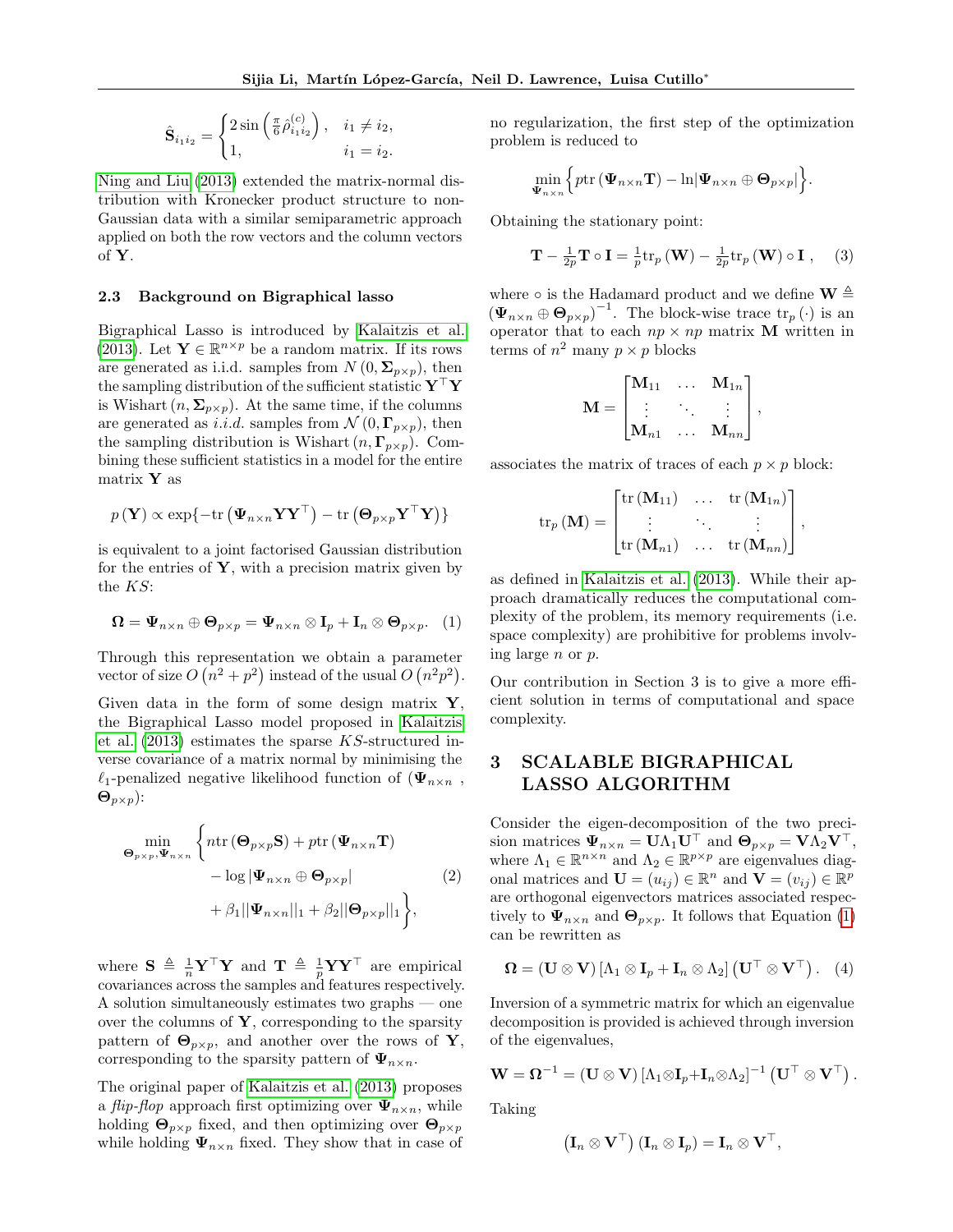$$\hat{\mathbf{S}}_{i_1 i_2} = \begin{cases} 2\sin\left(\frac{\pi}{6}\hat{\rho}^{(c)}_{i_1 i_2}\right), & i_1 \neq i_2, \\ 1, & i_1 = i_2. \end{cases}$$

Ning and Liu (2013) extended the matrix-normal distribution with Kronecker product structure to non-Gaussian data with a similar semiparametric approach applied on both the row vectors and the column vectors of $\mathbf{Y}$.

### 2.3 Background on Bigraphical lasso

Bigraphical Lasso is introduced by Kalaitzis et al. (2013). Let $\mathbf{Y} \in \mathbb{R}^{n \times p}$ be a random matrix. If its rows are generated as i.i.d. samples from $N(0, \mathbf{\Sigma}_{p\times p})$, then the sampling distribution of the sufficient statistic $\mathbf{Y}^\top\mathbf{Y}$ is Wishart $(n, \mathbf{\Sigma}_{p\times p})$. At the same time, if the columns are generated as *i.i.d.* samples from $\mathcal{N}(0, \mathbf{\Gamma}_{p\times p})$, then the sampling distribution is Wishart $(n, \mathbf{\Gamma}_{p\times p})$. Combining these sufficient statistics in a model for the entire matrix $\mathbf{Y}$ as

$$p(\mathbf{Y}) \propto \exp\{-\mathrm{tr}\left(\mathbf{\Psi}_{n\times n}\mathbf{Y}\mathbf{Y}^\top\right) - \mathrm{tr}\left(\mathbf{\Theta}_{p\times p}\mathbf{Y}^\top\mathbf{Y}\right)\}$$

is equivalent to a joint factorised Gaussian distribution for the entries of $\mathbf{Y}$, with a precision matrix given by the $KS$:

$$\mathbf{\Omega} = \mathbf{\Psi}_{n\times n} \oplus \mathbf{\Theta}_{p\times p} = \mathbf{\Psi}_{n\times n} \otimes \mathbf{I}_p + \mathbf{I}_n \otimes \mathbf{\Theta}_{p\times p}. \quad (1)$$

Through this representation we obtain a parameter vector of size $O\left(n^2 + p^2\right)$ instead of the usual $O\left(n^2p^2\right)$.

Given data in the form of some design matrix $\mathbf{Y}$, the Bigraphical Lasso model proposed in Kalaitzis et al. (2013) estimates the sparse $KS$-structured inverse covariance of a matrix normal by minimising the $\ell_1$-penalized negative likelihood function of ($\mathbf{\Psi}_{n\times n}$ , $\mathbf{\Theta}_{p\times p}$):

$$\min_{\mathbf{\Theta}_{p\times p}, \mathbf{\Psi}_{n\times n}} \Big\{ n\mathrm{tr}\left(\mathbf{\Theta}_{p\times p}\mathbf{S}\right) + p\mathrm{tr}\left(\mathbf{\Psi}_{n\times n}\mathbf{T}\right) - \log|\mathbf{\Psi}_{n\times n} \oplus \mathbf{\Theta}_{p\times p}| + \beta_1||\mathbf{\Psi}_{n\times n}||_1 + \beta_2||\mathbf{\Theta}_{p\times p}||_1 \Big\}, \quad (2)$$

where $\mathbf{S} \triangleq \frac{1}{n}\mathbf{Y}^\top\mathbf{Y}$ and $\mathbf{T} \triangleq \frac{1}{p}\mathbf{Y}\mathbf{Y}^\top$ are empirical covariances across the samples and features respectively. A solution simultaneously estimates two graphs — one over the columns of $\mathbf{Y}$, corresponding to the sparsity pattern of $\mathbf{\Theta}_{p\times p}$, and another over the rows of $\mathbf{Y}$, corresponding to the sparsity pattern of $\mathbf{\Psi}_{n\times n}$.

The original paper of Kalaitzis et al. (2013) proposes a *flip-flop* approach first optimizing over $\mathbf{\Psi}_{n\times n}$, while holding $\mathbf{\Theta}_{p\times p}$ fixed, and then optimizing over $\mathbf{\Theta}_{p\times p}$ while holding $\mathbf{\Psi}_{n\times n}$ fixed. They show that in case of no regularization, the first step of the optimization problem is reduced to

$$\min_{\mathbf{\Psi}_{n\times n}} \Big\{ p\mathrm{tr}\left(\mathbf{\Psi}_{n\times n}\mathbf{T}\right) - \ln|\mathbf{\Psi}_{n\times n} \oplus \mathbf{\Theta}_{p\times p}| \Big\}.$$

Obtaining the stationary point:

$$\mathbf{T} - \tfrac{1}{2p}\mathbf{T} \circ \mathbf{I} = \tfrac{1}{p}\mathrm{tr}_p\left(\mathbf{W}\right) - \tfrac{1}{2p}\mathrm{tr}_p\left(\mathbf{W}\right) \circ \mathbf{I}\ , \quad (3)$$

where $\circ$ is the Hadamard product and we define $\mathbf{W} \triangleq \left(\mathbf{\Psi}_{n\times n} \oplus \mathbf{\Theta}_{p\times p}\right)^{-1}$. The block-wise trace $\mathrm{tr}_p(\cdot)$ is an operator that to each $np \times np$ matrix $\mathbf{M}$ written in terms of $n^2$ many $p \times p$ blocks

$$\mathbf{M} = \begin{bmatrix} \mathbf{M}_{11} & \dots & \mathbf{M}_{1n} \\ \vdots & \ddots & \vdots \\ \mathbf{M}_{n1} & \dots & \mathbf{M}_{nn} \end{bmatrix},$$

associates the matrix of traces of each $p \times p$ block:

$$\mathrm{tr}_p\left(\mathbf{M}\right) = \begin{bmatrix} \mathrm{tr}\left(\mathbf{M}_{11}\right) & \dots & \mathrm{tr}\left(\mathbf{M}_{1n}\right) \\ \vdots & \ddots & \vdots \\ \mathrm{tr}\left(\mathbf{M}_{n1}\right) & \dots & \mathrm{tr}\left(\mathbf{M}_{nn}\right) \end{bmatrix},$$

as defined in Kalaitzis et al. (2013). While their approach dramatically reduces the computational complexity of the problem, its memory requirements (i.e. space complexity) are prohibitive for problems involving large $n$ or $p$.

Our contribution in Section 3 is to give a more efficient solution in terms of computational and space complexity.

## 3 SCALABLE BIGRAPHICAL LASSO ALGORITHM

Consider the eigen-decomposition of the two precision matrices $\mathbf{\Psi}_{n\times n} = \mathbf{U}\Lambda_1\mathbf{U}^\top$ and $\mathbf{\Theta}_{p\times p} = \mathbf{V}\Lambda_2\mathbf{V}^\top$, where $\Lambda_1 \in \mathbb{R}^{n\times n}$ and $\Lambda_2 \in \mathbb{R}^{p\times p}$ are eigenvalues diagonal matrices and $\mathbf{U} = (u_{ij}) \in \mathbb{R}^n$ and $\mathbf{V} = (v_{ij}) \in \mathbb{R}^p$ are orthogonal eigenvectors matrices associated respectively to $\mathbf{\Psi}_{n\times n}$ and $\mathbf{\Theta}_{p\times p}$. It follows that Equation (1) can be rewritten as

$$\mathbf{\Omega} = \left(\mathbf{U} \otimes \mathbf{V}\right)\left[\Lambda_1 \otimes \mathbf{I}_p + \mathbf{I}_n \otimes \Lambda_2\right]\left(\mathbf{U}^\top \otimes \mathbf{V}^\top\right). \quad (4)$$

Inversion of a symmetric matrix for which an eigenvalue decomposition is provided is achieved through inversion of the eigenvalues,

$$\mathbf{W} = \mathbf{\Omega}^{-1} = \left(\mathbf{U} \otimes \mathbf{V}\right)\left[\Lambda_1 \otimes \mathbf{I}_p + \mathbf{I}_n \otimes \Lambda_2\right]^{-1}\left(\mathbf{U}^\top \otimes \mathbf{V}^\top\right).$$

Taking

$$\left(\mathbf{I}_n \otimes \mathbf{V}^\top\right)\left(\mathbf{I}_n \otimes \mathbf{I}_p\right) = \mathbf{I}_n \otimes \mathbf{V}^\top,$$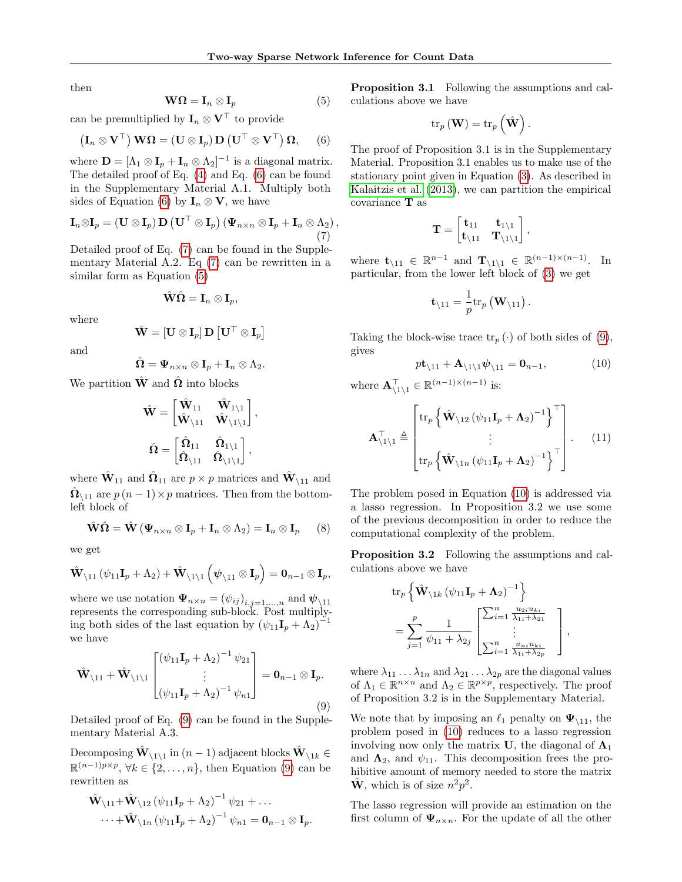then

$$\mathbf{W}\boldsymbol{\Omega} = \mathbf{I}_n \otimes \mathbf{I}_p \tag{5}$$

can be premultiplied by $\mathbf{I}_n \otimes \mathbf{V}^\top$ to provide

$$\left(\mathbf{I}_n \otimes \mathbf{V}^\top\right) \mathbf{W}\boldsymbol{\Omega} = \left(\mathbf{U} \otimes \mathbf{I}_p\right) \mathbf{D} \left(\mathbf{U}^\top \otimes \mathbf{V}^\top\right) \boldsymbol{\Omega}, \tag{6}$$

where $\mathbf{D} = \left[\Lambda_1 \otimes \mathbf{I}_p + \mathbf{I}_n \otimes \Lambda_2\right]^{-1}$ is a diagonal matrix. The detailed proof of Eq. (4) and Eq. (6) can be found in the Supplementary Material A.1. Multiply both sides of Equation (6) by $\mathbf{I}_n \otimes \mathbf{V}$, we have

$$\mathbf{I}_n \otimes \mathbf{I}_p = \left(\mathbf{U} \otimes \mathbf{I}_p\right) \mathbf{D} \left(\mathbf{U}^\top \otimes \mathbf{I}_p\right) \left(\boldsymbol{\Psi}_{n\times n} \otimes \mathbf{I}_p + \mathbf{I}_n \otimes \Lambda_2\right), \tag{7}$$

Detailed proof of Eq. (7) can be found in the Supplementary Material A.2. Eq (7) can be rewritten in a similar form as Equation (5)

$$\hat{\mathbf{W}}\hat{\boldsymbol{\Omega}} = \mathbf{I}_n \otimes \mathbf{I}_p,$$

where

$$\hat{\mathbf{W}} = \left[\mathbf{U} \otimes \mathbf{I}_p\right] \mathbf{D} \left[\mathbf{U}^\top \otimes \mathbf{I}_p\right]$$

and

$$\hat{\boldsymbol{\Omega}} = \boldsymbol{\Psi}_{n\times n} \otimes \mathbf{I}_p + \mathbf{I}_n \otimes \Lambda_2.$$

We partition $\hat{\mathbf{W}}$ and $\hat{\boldsymbol{\Omega}}$ into blocks

$$\hat{\mathbf{W}} = \begin{bmatrix} \hat{\mathbf{W}}_{11} & \hat{\mathbf{W}}_{1\setminus 1} \\ \hat{\mathbf{W}}_{\setminus 11} & \hat{\mathbf{W}}_{\setminus 1\setminus 1} \end{bmatrix},$$

$$\hat{\boldsymbol{\Omega}} = \begin{bmatrix} \hat{\boldsymbol{\Omega}}_{11} & \hat{\boldsymbol{\Omega}}_{1\setminus 1} \\ \hat{\boldsymbol{\Omega}}_{\setminus 11} & \hat{\boldsymbol{\Omega}}_{\setminus 1\setminus 1} \end{bmatrix},$$

where $\hat{\mathbf{W}}_{11}$ and $\hat{\boldsymbol{\Omega}}_{11}$ are $p \times p$ matrices and $\hat{\mathbf{W}}_{\setminus 11}$ and $\hat{\boldsymbol{\Omega}}_{\setminus 11}$ are $p\,(n-1) \times p$ matrices. Then from the bottom-left block of

$$\hat{\mathbf{W}}\hat{\boldsymbol{\Omega}} = \hat{\mathbf{W}}\left(\boldsymbol{\Psi}_{n\times n} \otimes \mathbf{I}_p + \mathbf{I}_n \otimes \Lambda_2\right) = \mathbf{I}_n \otimes \mathbf{I}_p \tag{8}$$

we get

$$\hat{\mathbf{W}}_{\setminus 11}\left(\psi_{11}\mathbf{I}_p + \Lambda_2\right) + \hat{\mathbf{W}}_{\setminus 1\setminus 1}\left(\boldsymbol{\psi}_{\setminus 11} \otimes \mathbf{I}_p\right) = \mathbf{0}_{n-1} \otimes \mathbf{I}_p,$$

where we use notation $\boldsymbol{\Psi}_{n\times n} = \left(\psi_{ij}\right)_{i,j=1,\ldots,n}$ and $\boldsymbol{\psi}_{\setminus 11}$ represents the corresponding sub-block. Post multiplying both sides of the last equation by $\left(\psi_{11}\mathbf{I}_p + \Lambda_2\right)^{-1}$ we have

$$\hat{\mathbf{W}}_{\setminus 11} + \hat{\mathbf{W}}_{\setminus 1\setminus 1} \begin{bmatrix} \left(\psi_{11}\mathbf{I}_p + \Lambda_2\right)^{-1}\psi_{21} \\ \vdots \\ \left(\psi_{11}\mathbf{I}_p + \Lambda_2\right)^{-1}\psi_{n1} \end{bmatrix} = \mathbf{0}_{n-1} \otimes \mathbf{I}_p. \tag{9}$$

Detailed proof of Eq. (9) can be found in the Supplementary Material A.3.

Decomposing $\hat{\mathbf{W}}_{\setminus 1\setminus 1}$ in $(n-1)$ adjacent blocks $\hat{\mathbf{W}}_{\setminus 1k} \in \mathbb{R}^{(n-1)p\times p}$, $\forall k \in \{2,\ldots,n\}$, then Equation (9) can be rewritten as

$$\hat{\mathbf{W}}_{\setminus 11} + \hat{\mathbf{W}}_{\setminus 12}\left(\psi_{11}\mathbf{I}_p + \Lambda_2\right)^{-1}\psi_{21} + \ldots$$
$$\cdots + \hat{\mathbf{W}}_{\setminus 1n}\left(\psi_{11}\mathbf{I}_p + \Lambda_2\right)^{-1}\psi_{n1} = \mathbf{0}_{n-1} \otimes \mathbf{I}_p.$$

**Proposition 3.1** Following the assumptions and calculations above we have

$$\mathrm{tr}_p\left(\mathbf{W}\right) = \mathrm{tr}_p\left(\hat{\mathbf{W}}\right).$$

The proof of Proposition 3.1 is in the Supplementary Material. Proposition 3.1 enables us to make use of the stationary point given in Equation (3). As described in Kalaitzis et al. (2013), we can partition the empirical covariance $\mathbf{T}$ as

$$\mathbf{T} = \begin{bmatrix} \mathbf{t}_{11} & \mathbf{t}_{1\setminus 1} \\ \mathbf{t}_{\setminus 11} & \mathbf{T}_{\setminus 1\setminus 1} \end{bmatrix},$$

where $\mathbf{t}_{\setminus 11} \in \mathbb{R}^{n-1}$ and $\mathbf{T}_{\setminus 1\setminus 1} \in \mathbb{R}^{(n-1)\times(n-1)}$. In particular, from the lower left block of (3) we get

$$\mathbf{t}_{\setminus 11} = \frac{1}{p}\mathrm{tr}_p\left(\mathbf{W}_{\setminus 11}\right).$$

Taking the block-wise trace $\mathrm{tr}_p\left(\cdot\right)$ of both sides of (9), gives

$$p\mathbf{t}_{\setminus 11} + \mathbf{A}_{\setminus 1\setminus 1}\boldsymbol{\psi}_{\setminus 11} = \mathbf{0}_{n-1}, \tag{10}$$

where $\mathbf{A}_{\setminus 1\setminus 1}^\top \in \mathbb{R}^{(n-1)\times(n-1)}$ is:

$$\mathbf{A}_{\setminus 1\setminus 1}^\top \triangleq \begin{bmatrix} \mathrm{tr}_p\left\{\hat{\mathbf{W}}_{\setminus 12}\left(\psi_{11}\mathbf{I}_p + \boldsymbol{\Lambda}_2\right)^{-1}\right\}^\top \\ \vdots \\ \mathrm{tr}_p\left\{\hat{\mathbf{W}}_{\setminus 1n}\left(\psi_{11}\mathbf{I}_p + \boldsymbol{\Lambda}_2\right)^{-1}\right\}^\top \end{bmatrix}. \tag{11}$$

The problem posed in Equation (10) is addressed via a lasso regression. In Proposition 3.2 we use some of the previous decomposition in order to reduce the computational complexity of the problem.

**Proposition 3.2** Following the assumptions and calculations above we have

$$\mathrm{tr}_p\left\{\hat{\mathbf{W}}_{\setminus 1k}\left(\psi_{11}\mathbf{I}_p + \boldsymbol{\Lambda}_2\right)^{-1}\right\}$$
$$= \sum_{j=1}^{p} \frac{1}{\psi_{11} + \lambda_{2j}} \begin{bmatrix} \sum_{i=1}^{n} \frac{u_{2i}u_{ki}}{\lambda_{1i} + \lambda_{21}} \\ \vdots \\ \sum_{i=1}^{n} \frac{u_{ni}u_{ki}}{\lambda_{1i} + \lambda_{2p}} \end{bmatrix},$$

where $\lambda_{11}\ldots\lambda_{1n}$ and $\lambda_{21}\ldots\lambda_{2p}$ are the diagonal values of $\Lambda_1 \in \mathbb{R}^{n\times n}$ and $\Lambda_2 \in \mathbb{R}^{p\times p}$, respectively. The proof of Proposition 3.2 is in the Supplementary Material.

We note that by imposing an $\ell_1$ penalty on $\boldsymbol{\Psi}_{\setminus 11}$, the problem posed in (10) reduces to a lasso regression involving now only the matrix $\mathbf{U}$, the diagonal of $\boldsymbol{\Lambda}_1$ and $\boldsymbol{\Lambda}_2$, and $\psi_{11}$. This decomposition frees the prohibitive amount of memory needed to store the matrix $\hat{\mathbf{W}}$, which is of size $n^2p^2$.

The lasso regression will provide an estimation on the first column of $\boldsymbol{\Psi}_{n\times n}$. For the update of all the other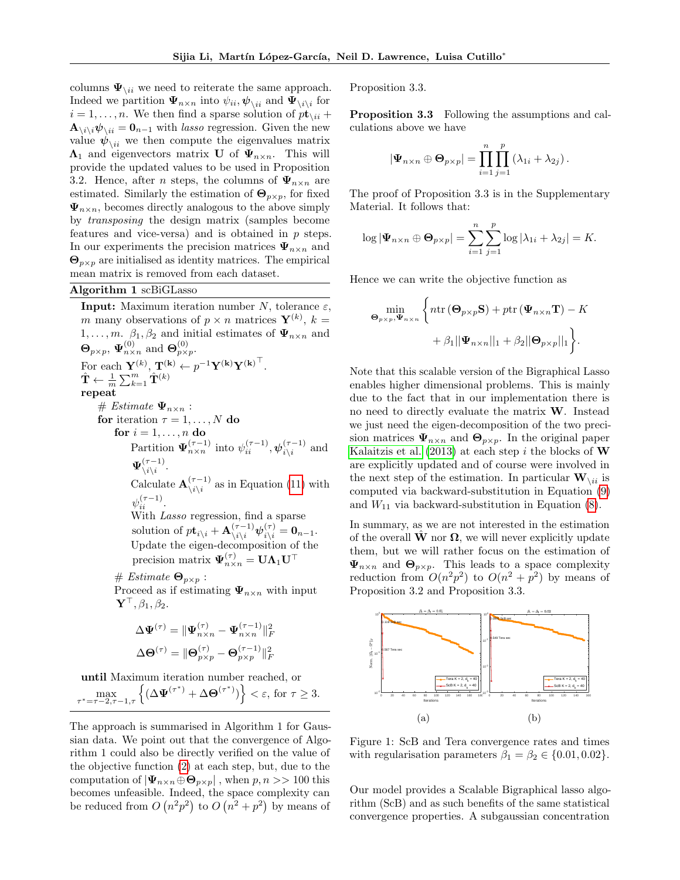columns $\mathbf{\Psi}_{\backslash ii}$ we need to reiterate the same approach. Indeed we partition $\mathbf{\Psi}_{n\times n}$ into $\psi_{ii}, \boldsymbol{\psi}_{\backslash ii}$ and $\mathbf{\Psi}_{\backslash i \backslash i}$ for $i = 1, \ldots, n$. We then find a sparse solution of $p\mathbf{t}_{\backslash ii} + \mathbf{A}_{\backslash i \backslash i}\boldsymbol{\psi}_{\backslash ii} = \mathbf{0}_{n-1}$ with *lasso* regression. Given the new value $\boldsymbol{\psi}_{\backslash ii}$ we then compute the eigenvalues matrix $\mathbf{\Lambda}_1$ and eigenvectors matrix $\mathbf{U}$ of $\mathbf{\Psi}_{n\times n}$. This will provide the updated values to be used in Proposition 3.2. Hence, after $n$ steps, the columns of $\mathbf{\Psi}_{n\times n}$ are estimated. Similarly the estimation of $\mathbf{\Theta}_{p\times p}$, for fixed $\mathbf{\Psi}_{n\times n}$, becomes directly analogous to the above simply by *transposing* the design matrix (samples become features and vice-versa) and is obtained in $p$ steps. In our experiments the precision matrices $\mathbf{\Psi}_{n\times n}$ and $\mathbf{\Theta}_{p\times p}$ are initialised as identity matrices. The empirical mean matrix is removed from each dataset.

**Algorithm 1** scBiGLasso

**Input:** Maximum iteration number $N$, tolerance $\varepsilon$, $m$ many observations of $p \times n$ matrices $\mathbf{Y}^{(k)}$, $k = 1, \ldots, m$. $\beta_1, \beta_2$ and initial estimates of $\mathbf{\Psi}_{n\times n}$ and $\mathbf{\Theta}_{p\times p}$, $\mathbf{\Psi}^{(0)}_{n\times n}$ and $\mathbf{\Theta}^{(0)}_{p\times p}$.

For each $\mathbf{Y}^{(k)}$, $\mathbf{T^{(k)}} \leftarrow p^{-1}\mathbf{Y^{(k)}}\mathbf{Y^{(k)}}^\top$.

$\hat{\mathbf{T}} \leftarrow \frac{1}{m}\sum_{k=1}^{m}\hat{\mathbf{T}}^{(k)}$

**repeat**

  *# Estimate* $\mathbf{\Psi}_{n\times n}$ :

  **for** iteration $\tau = 1, \ldots, N$ **do**

    **for** $i = 1, \ldots, n$ **do**

      Partition $\mathbf{\Psi}^{(\tau-1)}_{n\times n}$ into $\psi^{(\tau-1)}_{ii}, \boldsymbol{\psi}^{(\tau-1)}_{i\backslash i}$ and $\mathbf{\Psi}^{(\tau-1)}_{\backslash i\backslash i}$.

      Calculate $\mathbf{A}^{(\tau-1)}_{\backslash i\backslash i}$ as in Equation (11) with $\psi^{(\tau-1)}_{ii}$.

      With *Lasso* regression, find a sparse solution of $p\mathbf{t}_{i\backslash i} + \mathbf{A}^{(\tau-1)}_{\backslash i\backslash i}\boldsymbol{\psi}^{(\tau)}_{i\backslash i} = \mathbf{0}_{n-1}$.

      Update the eigen-decomposition of the precision matrix $\mathbf{\Psi}^{(\tau)}_{n\times n} = \mathbf{U}\mathbf{\Lambda}_1\mathbf{U}^\top$

  *# Estimate* $\mathbf{\Theta}_{p\times p}$ :

  Proceed as if estimating $\mathbf{\Psi}_{n\times n}$ with input $\mathbf{Y}^\top, \beta_1, \beta_2$.

$$\Delta\mathbf{\Psi}^{(\tau)} = \|\mathbf{\Psi}^{(\tau)}_{n\times n} - \mathbf{\Psi}^{(\tau-1)}_{n\times n}\|^2_F$$
$$\Delta\mathbf{\Theta}^{(\tau)} = \|\mathbf{\Theta}^{(\tau)}_{p\times p} - \mathbf{\Theta}^{(\tau-1)}_{p\times p}\|^2_F$$

**until** Maximum iteration number reached, or $\max_{\tau^*=\tau-2,\tau-1,\tau}\left\{(\Delta\mathbf{\Psi}^{(\tau^*)} + \Delta\mathbf{\Theta}^{(\tau^*)})\right\} < \varepsilon$, for $\tau \geq 3$.

The approach is summarised in Algorithm 1 for Gaussian data. We point out that the convergence of Algorithm 1 could also be directly verified on the value of the objective function (2) at each step, but, due to the computation of $|\mathbf{\Psi}_{n\times n} \oplus \mathbf{\Theta}_{p\times p}|$ , when $p, n >> 100$ this becomes unfeasible. Indeed, the space complexity can be reduced from $O\left(n^2p^2\right)$ to $O\left(n^2+p^2\right)$ by means of Proposition 3.3.

**Proposition 3.3** Following the assumptions and calculations above we have

$$|\mathbf{\Psi}_{n\times n} \oplus \mathbf{\Theta}_{p\times p}| = \prod_{i=1}^{n}\prod_{j=1}^{p}\left(\lambda_{1i} + \lambda_{2j}\right).$$

The proof of Proposition 3.3 is in the Supplementary Material. It follows that:

$$\log|\mathbf{\Psi}_{n\times n} \oplus \mathbf{\Theta}_{p\times p}| = \sum_{i=1}^{n}\sum_{j=1}^{p}\log|\lambda_{1i} + \lambda_{2j}| = K.$$

Hence we can write the objective function as

$$\min_{\mathbf{\Theta}_{p\times p}, \mathbf{\Psi}_{n\times n}}\Big\{n\mathrm{tr}\left(\mathbf{\Theta}_{p\times p}\mathbf{S}\right) + p\mathrm{tr}\left(\mathbf{\Psi}_{n\times n}\mathbf{T}\right) - K + \beta_1||\mathbf{\Psi}_{n\times n}||_1 + \beta_2||\mathbf{\Theta}_{p\times p}||_1\Big\}.$$

Note that this scalable version of the Bigraphical Lasso enables higher dimensional problems. This is mainly due to the fact that in our implementation there is no need to directly evaluate the matrix $\mathbf{W}$. Instead we just need the eigen-decomposition of the two precision matrices $\mathbf{\Psi}_{n\times n}$ and $\mathbf{\Theta}_{p\times p}$. In the original paper Kalaitzis et al. (2013) at each step $i$ the blocks of $\mathbf{W}$ are explicitly updated and of course were involved in the next step of the estimation. In particular $\mathbf{W}_{\backslash ii}$ is computed via backward-substitution in Equation (9) and $W_{11}$ via backward-substitution in Equation (8).

In summary, as we are not interested in the estimation of the overall $\hat{\mathbf{W}}$ nor $\mathbf{\Omega}$, we will never explicitly update them, but we will rather focus on the estimation of $\mathbf{\Psi}_{n\times n}$ and $\mathbf{\Theta}_{p\times p}$. This leads to a space complexity reduction from $O(n^2p^2)$ to $O(n^2 + p^2)$ by means of Proposition 3.2 and Proposition 3.3.

(a) (b)

Figure 1: ScB and Tera convergence rates and times with regularisation parameters $\beta_1 = \beta_2 \in \{0.01, 0.02\}$.

Our model provides a Scalable Bigraphical lasso algorithm (ScB) and as such benefits of the same statistical convergence properties. A subgaussian concentration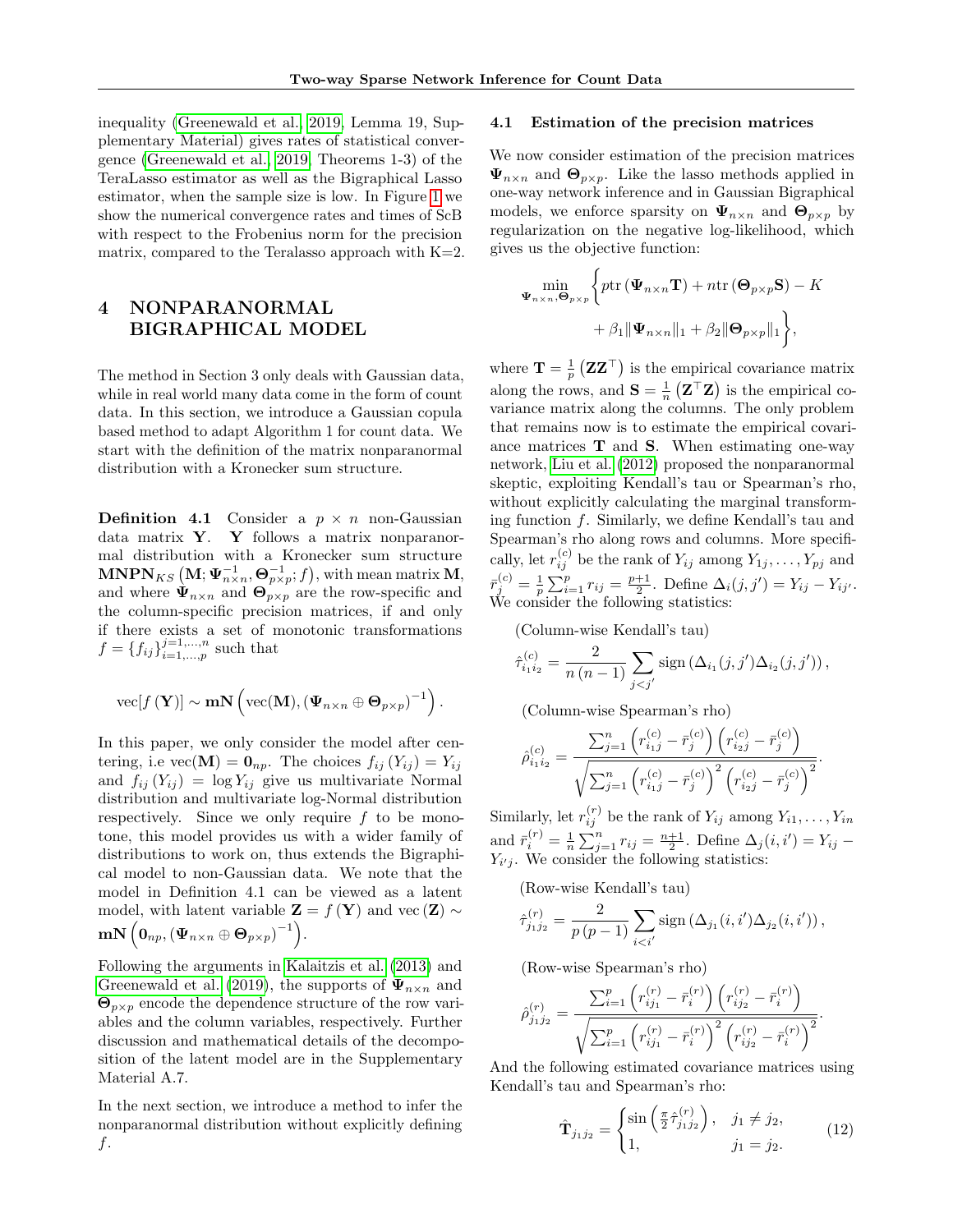inequality (Greenewald et al., 2019, Lemma 19, Supplementary Material) gives rates of statistical convergence (Greenewald et al., 2019, Theorems 1-3) of the TeraLasso estimator as well as the Bigraphical Lasso estimator, when the sample size is low. In Figure 1 we show the numerical convergence rates and times of ScB with respect to the Frobenius norm for the precision matrix, compared to the Teralasso approach with K=2.

# 4 NONPARANORMAL BIGRAPHICAL MODEL

The method in Section 3 only deals with Gaussian data, while in real world many data come in the form of count data. In this section, we introduce a Gaussian copula based method to adapt Algorithm 1 for count data. We start with the definition of the matrix nonparanormal distribution with a Kronecker sum structure.

**Definition 4.1** Consider a $p \times n$ non-Gaussian data matrix $\mathbf{Y}$. $\mathbf{Y}$ follows a matrix nonparanormal distribution with a Kronecker sum structure $\mathbf{MNPN}_{KS}\left(\mathbf{M}; \boldsymbol{\Psi}_{n\times n}^{-1}, \boldsymbol{\Theta}_{p\times p}^{-1}; f\right)$, with mean matrix $\mathbf{M}$, and where $\boldsymbol{\Psi}_{n\times n}$ and $\boldsymbol{\Theta}_{p\times p}$ are the row-specific and the column-specific precision matrices, if and only if there exists a set of monotonic transformations $f = \{f_{ij}\}_{i=1,\ldots,p}^{j=1,\ldots,n}$ such that

$$\mathrm{vec}[f\left(\mathbf{Y}\right)] \sim \mathbf{mN}\left(\mathrm{vec}(\mathbf{M}), (\boldsymbol{\Psi}_{n\times n} \oplus \boldsymbol{\Theta}_{p\times p})^{-1}\right).$$

In this paper, we only consider the model after centering, i.e $\mathrm{vec}(\mathbf{M}) = \mathbf{0}_{np}$. The choices $f_{ij}\left(Y_{ij}\right) = Y_{ij}$ and $f_{ij}\left(Y_{ij}\right) = \log Y_{ij}$ give us multivariate Normal distribution and multivariate log-Normal distribution respectively. Since we only require $f$ to be monotone, this model provides us with a wider family of distributions to work on, thus extends the Bigraphical model to non-Gaussian data. We note that the model in Definition 4.1 can be viewed as a latent model, with latent variable $\mathbf{Z} = f\left(\mathbf{Y}\right)$ and $\mathrm{vec}\left(\mathbf{Z}\right) \sim \mathbf{mN}\left(\mathbf{0}_{np}, \left(\boldsymbol{\Psi}_{n\times n} \oplus \boldsymbol{\Theta}_{p\times p}\right)^{-1}\right)$.

Following the arguments in Kalaitzis et al. (2013) and Greenewald et al. (2019), the supports of $\boldsymbol{\Psi}_{n\times n}$ and $\boldsymbol{\Theta}_{p\times p}$ encode the dependence structure of the row variables and the column variables, respectively. Further discussion and mathematical details of the decomposition of the latent model are in the Supplementary Material A.7.

In the next section, we introduce a method to infer the nonparanormal distribution without explicitly defining $f$.

## 4.1 Estimation of the precision matrices

We now consider estimation of the precision matrices $\boldsymbol{\Psi}_{n\times n}$ and $\boldsymbol{\Theta}_{p\times p}$. Like the lasso methods applied in one-way network inference and in Gaussian Bigraphical models, we enforce sparsity on $\boldsymbol{\Psi}_{n\times n}$ and $\boldsymbol{\Theta}_{p\times p}$ by regularization on the negative log-likelihood, which gives us the objective function:

$$\min_{\boldsymbol{\Psi}_{n\times n}, \boldsymbol{\Theta}_{p\times p}} \Big\{ p\mathrm{tr}\left(\boldsymbol{\Psi}_{n\times n}\mathbf{T}\right) + n\mathrm{tr}\left(\boldsymbol{\Theta}_{p\times p}\mathbf{S}\right) - K + \beta_1\|\boldsymbol{\Psi}_{n\times n}\|_1 + \beta_2\|\boldsymbol{\Theta}_{p\times p}\|_1 \Big\},$$

where $\mathbf{T} = \frac{1}{p}\left(\mathbf{Z}\mathbf{Z}^\top\right)$ is the empirical covariance matrix along the rows, and $\mathbf{S} = \frac{1}{n}\left(\mathbf{Z}^\top\mathbf{Z}\right)$ is the empirical covariance matrix along the columns. The only problem that remains now is to estimate the empirical covariance matrices $\mathbf{T}$ and $\mathbf{S}$. When estimating one-way network, Liu et al. (2012) proposed the nonparanormal skeptic, exploiting Kendall's tau or Spearman's rho, without explicitly calculating the marginal transforming function $f$. Similarly, we define Kendall's tau and Spearman's rho along rows and columns. More specifically, let $r_{ij}^{(c)}$ be the rank of $Y_{ij}$ among $Y_{1j}, \ldots, Y_{pj}$ and $\bar{r}_j^{(c)} = \frac{1}{p}\sum_{i=1}^p r_{ij} = \frac{p+1}{2}$. Define $\Delta_i(j, j') = Y_{ij} - Y_{ij'}$. We consider the following statistics:

(Column-wise Kendall's tau)

$$\hat{\tau}_{i_1 i_2}^{(c)} = \frac{2}{n\left(n-1\right)} \sum_{j<j'} \mathrm{sign}\left(\Delta_{i_1}(j, j')\Delta_{i_2}(j, j')\right),$$

(Column-wise Spearman's rho)

$$\hat{\rho}_{i_1 i_2}^{(c)} = \frac{\sum_{j=1}^n \left(r_{i_1 j}^{(c)} - \bar{r}_j^{(c)}\right)\left(r_{i_2 j}^{(c)} - \bar{r}_j^{(c)}\right)}{\sqrt{\sum_{j=1}^n \left(r_{i_1 j}^{(c)} - \bar{r}_j^{(c)}\right)^2 \left(r_{i_2 j}^{(c)} - \bar{r}_j^{(c)}\right)^2}}.$$

Similarly, let $r_{ij}^{(r)}$ be the rank of $Y_{ij}$ among $Y_{i1}, \ldots, Y_{in}$ and $\bar{r}_i^{(r)} = \frac{1}{n}\sum_{j=1}^n r_{ij} = \frac{n+1}{2}$. Define $\Delta_j(i, i') = Y_{ij} - Y_{i'j}$. We consider the following statistics:

(Row-wise Kendall's tau)

$$\hat{\tau}_{j_1 j_2}^{(r)} = \frac{2}{p\left(p-1\right)} \sum_{i<i'} \mathrm{sign}\left(\Delta_{j_1}(i, i')\Delta_{j_2}(i, i')\right),$$

(Row-wise Spearman's rho)

$$\hat{\rho}_{j_1 j_2}^{(r)} = \frac{\sum_{i=1}^p \left(r_{ij_1}^{(r)} - \bar{r}_i^{(r)}\right)\left(r_{ij_2}^{(r)} - \bar{r}_i^{(r)}\right)}{\sqrt{\sum_{i=1}^p \left(r_{ij_1}^{(r)} - \bar{r}_i^{(r)}\right)^2 \left(r_{ij_2}^{(r)} - \bar{r}_i^{(r)}\right)^2}}.$$

And the following estimated covariance matrices using Kendall's tau and Spearman's rho:

$$\hat{\mathbf{T}}_{j_1 j_2} = \begin{cases} \sin\left(\frac{\pi}{2}\hat{\tau}_{j_1 j_2}^{(r)}\right), & j_1 \neq j_2, \\ 1, & j_1 = j_2. \end{cases} \tag{12}$$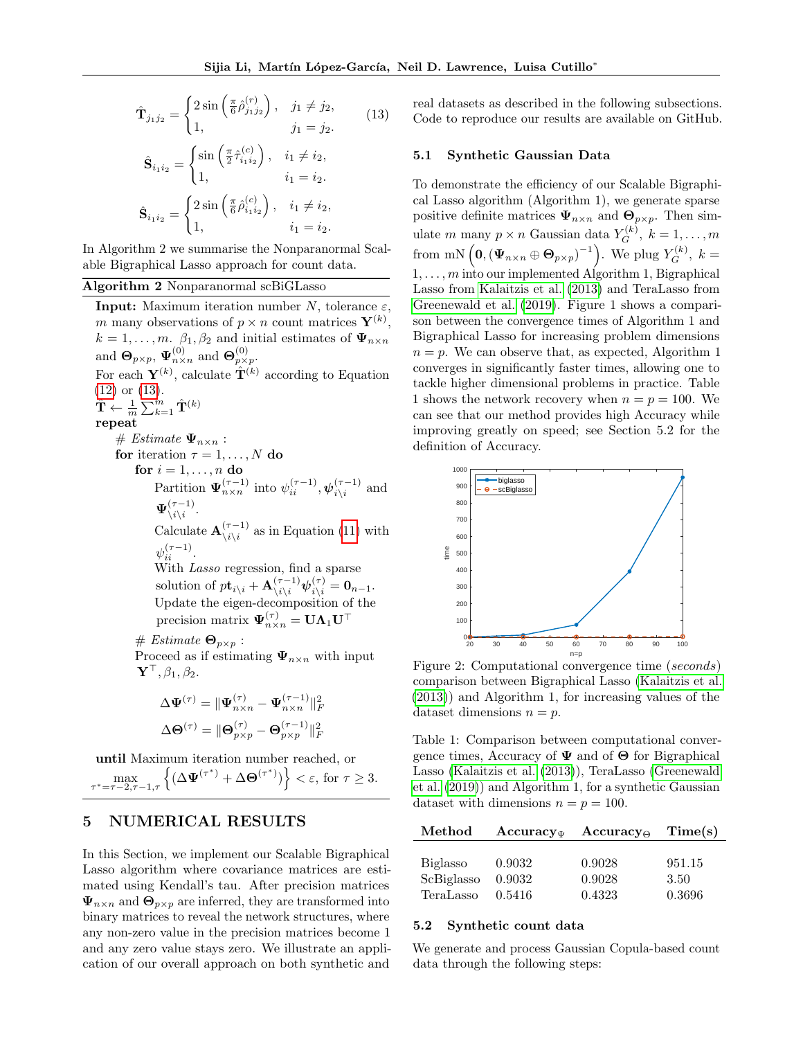$$\hat{\mathbf{T}}_{j_1 j_2} = \begin{cases} 2\sin\left(\frac{\pi}{6}\hat{\rho}^{(r)}_{j_1 j_2}\right), & j_1 \neq j_2, \\ 1, & j_1 = j_2. \end{cases} \tag{13}$$

$$\hat{\mathbf{S}}_{i_1 i_2} = \begin{cases} \sin\left(\frac{\pi}{2}\hat{\tau}^{(c)}_{i_1 i_2}\right), & i_1 \neq i_2, \\ 1, & i_1 = i_2. \end{cases}$$

$$\hat{\mathbf{S}}_{i_1 i_2} = \begin{cases} 2\sin\left(\frac{\pi}{6}\hat{\rho}^{(c)}_{i_1 i_2}\right), & i_1 \neq i_2, \\ 1, & i_1 = i_2. \end{cases}$$

In Algorithm 2 we summarise the Nonparanormal Scalable Bigraphical Lasso approach for count data.

**Algorithm 2** Nonparanormal scBiGLasso

**Input:** Maximum iteration number $N$, tolerance $\varepsilon$, $m$ many observations of $p \times n$ count matrices $\mathbf{Y}^{(k)}$, $k = 1, \ldots, m$. $\beta_1, \beta_2$ and initial estimates of $\mathbf{\Psi}_{n\times n}$ and $\mathbf{\Theta}_{p\times p}$, $\mathbf{\Psi}^{(0)}_{n\times n}$ and $\mathbf{\Theta}^{(0)}_{p\times p}$.
For each $\mathbf{Y}^{(k)}$, calculate $\hat{\mathbf{T}}^{(k)}$ according to Equation (12) or (13).
$\mathbf{T} \leftarrow \frac{1}{m}\sum_{k=1}^{m} \hat{\mathbf{T}}^{(k)}$
**repeat**
  *# Estimate* $\mathbf{\Psi}_{n\times n}$ :
  **for** iteration $\tau = 1, \ldots, N$ **do**
    **for** $i = 1, \ldots, n$ **do**
      Partition $\mathbf{\Psi}^{(\tau-1)}_{n\times n}$ into $\psi^{(\tau-1)}_{ii}, \boldsymbol{\psi}^{(\tau-1)}_{i\setminus i}$ and $\mathbf{\Psi}^{(\tau-1)}_{\setminus i\setminus i}$.
      Calculate $\mathbf{A}^{(\tau-1)}_{\setminus i\setminus i}$ as in Equation (11) with $\psi^{(\tau-1)}_{ii}$.
      With *Lasso* regression, find a sparse solution of $p\mathbf{t}_{i\setminus i} + \mathbf{A}^{(\tau-1)}_{\setminus i\setminus i}\boldsymbol{\psi}^{(\tau)}_{i\setminus i} = \mathbf{0}_{n-1}$.
      Update the eigen-decomposition of the precision matrix $\mathbf{\Psi}^{(\tau)}_{n\times n} = \mathbf{U}\mathbf{\Lambda}_1\mathbf{U}^\top$
  *# Estimate* $\mathbf{\Theta}_{p\times p}$ :
  Proceed as if estimating $\mathbf{\Psi}_{n\times n}$ with input $\mathbf{Y}^\top, \beta_1, \beta_2$.

$$\Delta\mathbf{\Psi}^{(\tau)} = \|\mathbf{\Psi}^{(\tau)}_{n\times n} - \mathbf{\Psi}^{(\tau-1)}_{n\times n}\|^2_F$$

$$\Delta\mathbf{\Theta}^{(\tau)} = \|\mathbf{\Theta}^{(\tau)}_{p\times p} - \mathbf{\Theta}^{(\tau-1)}_{p\times p}\|^2_F$$

**until** Maximum iteration number reached, or $\max_{\tau^*=\tau-2,\tau-1,\tau}\left\{(\Delta\mathbf{\Psi}^{(\tau^*)} + \Delta\mathbf{\Theta}^{(\tau^*)})\right\} < \varepsilon$, for $\tau \geq 3$.

# 5 NUMERICAL RESULTS

In this Section, we implement our Scalable Bigraphical Lasso algorithm where covariance matrices are estimated using Kendall's tau. After precision matrices $\mathbf{\Psi}_{n\times n}$ and $\mathbf{\Theta}_{p\times p}$ are inferred, they are transformed into binary matrices to reveal the network structures, where any non-zero value in the precision matrices become 1 and any zero value stays zero. We illustrate an application of our overall approach on both synthetic and real datasets as described in the following subsections. Code to reproduce our results are available on GitHub.

## 5.1 Synthetic Gaussian Data

To demonstrate the efficiency of our Scalable Bigraphical Lasso algorithm (Algorithm 1), we generate sparse positive definite matrices $\mathbf{\Psi}_{n\times n}$ and $\mathbf{\Theta}_{p\times p}$. Then simulate $m$ many $p \times n$ Gaussian data $Y^{(k)}_G,\ k = 1, \ldots, m$ from $\mathrm{mN}\left(\mathbf{0}, (\mathbf{\Psi}_{n\times n} \oplus \mathbf{\Theta}_{p\times p})^{-1}\right)$. We plug $Y^{(k)}_G,\ k = 1, \ldots, m$ into our implemented Algorithm 1, Bigraphical Lasso from Kalaitzis et al. (2013) and TeraLasso from Greenewald et al. (2019). Figure 1 shows a comparison between the convergence times of Algorithm 1 and Bigraphical Lasso for increasing problem dimensions $n = p$. We can observe that, as expected, Algorithm 1 converges in significantly faster times, allowing one to tackle higher dimensional problems in practice. Table 1 shows the network recovery when $n = p = 100$. We can see that our method provides high Accuracy while improving greatly on speed; see Section 5.2 for the definition of Accuracy.

Figure 2: Computational convergence time (*seconds*) comparison between Bigraphical Lasso (Kalaitzis et al. (2013)) and Algorithm 1, for increasing values of the dataset dimensions $n = p$.

Table 1: Comparison between computational convergence times, Accuracy of $\mathbf{\Psi}$ and of $\mathbf{\Theta}$ for Bigraphical Lasso (Kalaitzis et al. (2013)), TeraLasso (Greenewald et al. (2019)) and Algorithm 1, for a synthetic Gaussian dataset with dimensions $n = p = 100$.

| Method | Accuracy$_\Psi$ | Accuracy$_\Theta$ | Time(s) |
|---|---|---|---|
| Biglasso | 0.9032 | 0.9028 | 951.15 |
| ScBiglasso | 0.9032 | 0.9028 | 3.50 |
| TeraLasso | 0.5416 | 0.4323 | 0.3696 |

## 5.2 Synthetic count data

We generate and process Gaussian Copula-based count data through the following steps: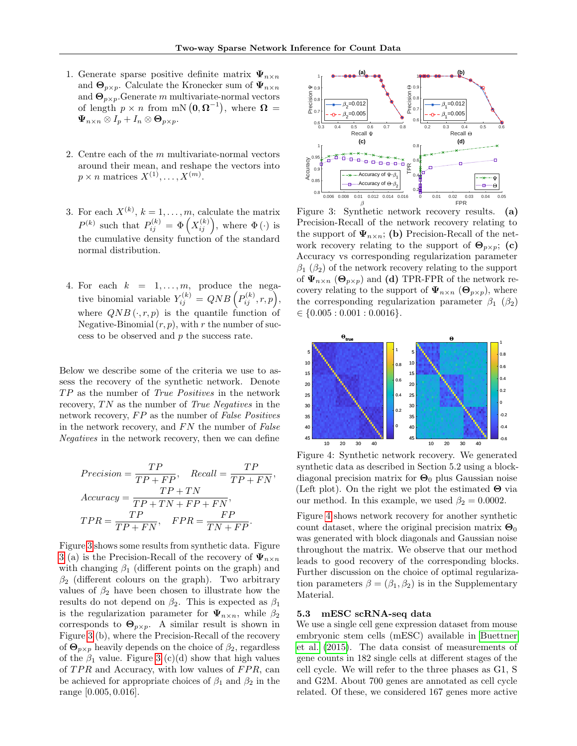1. Generate sparse positive definite matrix $\mathbf{\Psi}_{n\times n}$ and $\mathbf{\Theta}_{p\times p}$. Calculate the Kronecker sum of $\mathbf{\Psi}_{n\times n}$ and $\mathbf{\Theta}_{p\times p}$.Generate $m$ multivariate-normal vectors of length $p\times n$ from $\text{mN}\left(\mathbf{0},\mathbf{\Omega}^{-1}\right)$, where $\mathbf{\Omega} = \mathbf{\Psi}_{n\times n}\otimes I_p + I_n \otimes \mathbf{\Theta}_{p\times p}$.

2. Centre each of the $m$ multivariate-normal vectors around their mean, and reshape the vectors into $p\times n$ matrices $X^{(1)},\ldots,X^{(m)}$.

3. For each $X^{(k)}$, $k=1,\ldots,m$, calculate the matrix $P^{(k)}$ such that $P^{(k)}_{ij} = \Phi\left(X^{(k)}_{ij}\right)$, where $\Phi(\cdot)$ is the cumulative density function of the standard normal distribution.

4. For each $k = 1,\ldots,m$, produce the negative binomial variable $Y^{(k)}_{ij} = QNB\left(P^{(k)}_{ij}, r, p\right)$, where $QNB(\cdot, r, p)$ is the quantile function of Negative-Binomial$(r,p)$, with $r$ the number of success to be observed and $p$ the success rate.

Below we describe some of the criteria we use to assess the recovery of the synthetic network. Denote $TP$ as the number of *True Positives* in the network recovery, $TN$ as the number of *True Negatives* in the network recovery, $FP$ as the number of *False Positives* in the network recovery, and $FN$ the number of *False Negatives* in the network recovery, then we can define

$$Precision = \frac{TP}{TP+FP}, \quad Recall = \frac{TP}{TP+FN},$$
$$Accuracy = \frac{TP+TN}{TP+TN+FP+FN},$$
$$TPR = \frac{TP}{TP+FN}, \quad FPR = \frac{FP}{TN+FP}.$$

Figure 3 shows some results from synthetic data. Figure 3 (a) is the Precision-Recall of the recovery of $\mathbf{\Psi}_{n\times n}$ with changing $\beta_1$ (different points on the graph) and $\beta_2$ (different colours on the graph). Two arbitrary values of $\beta_2$ have been chosen to illustrate how the results do not depend on $\beta_2$. This is expected as $\beta_1$ is the regularization parameter for $\mathbf{\Psi}_{n\times n}$, while $\beta_2$ corresponds to $\mathbf{\Theta}_{p\times p}$. A similar result is shown in Figure 3 (b), where the Precision-Recall of the recovery of $\mathbf{\Theta}_{p\times p}$ heavily depends on the choice of $\beta_2$, regardless of the $\beta_1$ value. Figure 3 (c)(d) show that high values of $TPR$ and Accuracy, with low values of $FPR$, can be achieved for appropriate choices of $\beta_1$ and $\beta_2$ in the range $[0.005, 0.016]$.

Figure 3: Synthetic network recovery results. **(a)** Precision-Recall of the network recovery relating to the support of $\mathbf{\Psi}_{n\times n}$; **(b)** Precision-Recall of the network recovery relating to the support of $\mathbf{\Theta}_{p\times p}$; **(c)** Accuracy vs corresponding regularization parameter $\beta_1$ ($\beta_2$) of the network recovery relating to the support of $\mathbf{\Psi}_{n\times n}$ ($\mathbf{\Theta}_{p\times p}$) and **(d)** TPR-FPR of the network recovery relating to the support of $\mathbf{\Psi}_{n\times n}$ ($\mathbf{\Theta}_{p\times p}$), where the corresponding regularization parameter $\beta_1$ ($\beta_2$) $\in \{0.005 : 0.001 : 0.0016\}$.

Figure 4: Synthetic network recovery. We generated synthetic data as described in Section 5.2 using a block-diagonal precision matrix for $\mathbf{\Theta}_0$ plus Gaussian noise (Left plot). On the right we plot the estimated $\mathbf{\Theta}$ via our method. In this example, we used $\beta_2 = 0.0002$.

Figure 4 shows network recovery for another synthetic count dataset, where the original precision matrix $\mathbf{\Theta}_0$ was generated with block diagonals and Gaussian noise throughout the matrix. We observe that our method leads to good recovery of the corresponding blocks. Further discussion on the choice of optimal regularization parameters $\beta = (\beta_1, \beta_2)$ is in the Supplementary Material.

### 5.3 mESC scRNA-seq data

We use a single cell gene expression dataset from mouse embryonic stem cells (mESC) available in Buettner et al. (2015). The data consist of measurements of gene counts in 182 single cells at different stages of the cell cycle. We will refer to the three phases as G1, S and G2M. About 700 genes are annotated as cell cycle related. Of these, we considered 167 genes more active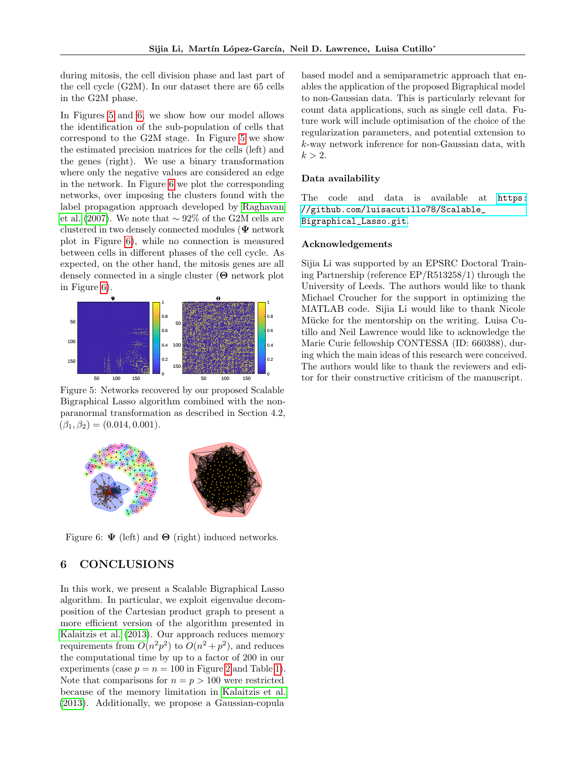during mitosis, the cell division phase and last part of the cell cycle (G2M). In our dataset there are 65 cells in the G2M phase.

In Figures 5 and 6, we show how our model allows the identification of the sub-population of cells that correspond to the G2M stage. In Figure 5 we show the estimated precision matrices for the cells (left) and the genes (right). We use a binary transformation where only the negative values are considered an edge in the network. In Figure 6 we plot the corresponding networks, over imposing the clusters found with the label propagation approach developed by Raghavan et al. (2007). We note that $\sim 92\%$ of the G2M cells are clustered in two densely connected modules ($\mathbf{\Psi}$ network plot in Figure 6), while no connection is measured between cells in different phases of the cell cycle. As expected, on the other hand, the mitosis genes are all densely connected in a single cluster ($\mathbf{\Theta}$ network plot in Figure 6).

Figure 5: Networks recovered by our proposed Scalable Bigraphical Lasso algorithm combined with the non-paranormal transformation as described in Section 4.2, $(\beta_1, \beta_2) = (0.014, 0.001)$.

Figure 6: $\mathbf{\Psi}$ (left) and $\mathbf{\Theta}$ (right) induced networks.

## 6 CONCLUSIONS

In this work, we present a Scalable Bigraphical Lasso algorithm. In particular, we exploit eigenvalue decomposition of the Cartesian product graph to present a more efficient version of the algorithm presented in Kalaitzis et al. (2013). Our approach reduces memory requirements from $O(n^2p^2)$ to $O(n^2 + p^2)$, and reduces the computational time by up to a factor of 200 in our experiments (case $p = n = 100$ in Figure 2 and Table 1). Note that comparisons for $n = p > 100$ were restricted because of the memory limitation in Kalaitzis et al. (2013). Additionally, we propose a Gaussian-copula based model and a semiparametric approach that enables the application of the proposed Bigraphical model to non-Gaussian data. This is particularly relevant for count data applications, such as single cell data. Future work will include optimisation of the choice of the regularization parameters, and potential extension to $k$-way network inference for non-Gaussian data, with $k > 2$.

### Data availability

The code and data is available at https://github.com/luisacutillo78/Scalable_Bigraphical_Lasso.git.

### Acknowledgements

Sijia Li was supported by an EPSRC Doctoral Training Partnership (reference EP/R513258/1) through the University of Leeds. The authors would like to thank Michael Croucher for the support in optimizing the MATLAB code. Sijia Li would like to thank Nicole Mücke for the mentorship on the writing. Luisa Cutillo and Neil Lawrence would like to acknowledge the Marie Curie fellowship CONTESSA (ID: 660388), during which the main ideas of this research were conceived. The authors would like to thank the reviewers and editor for their constructive criticism of the manuscript.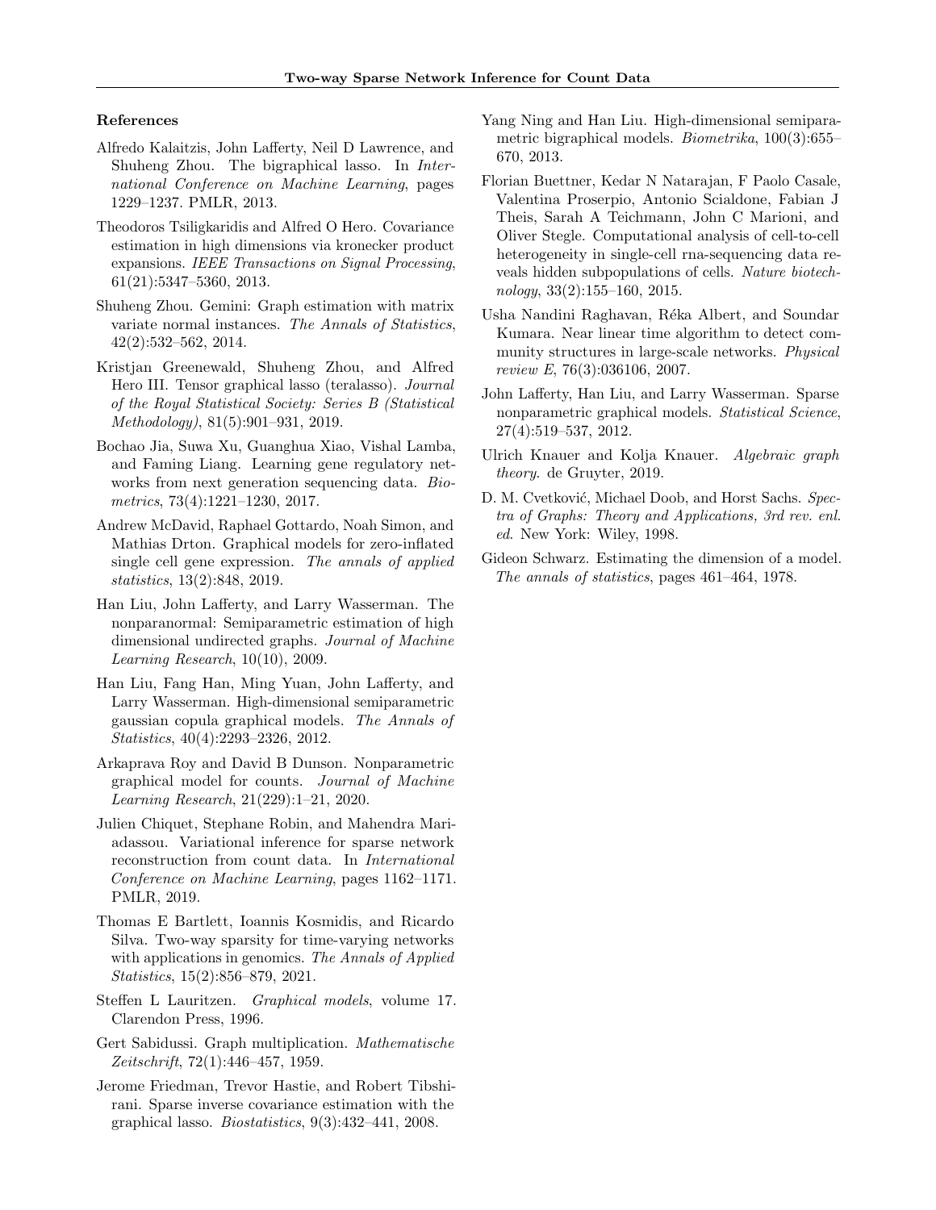### References

Alfredo Kalaitzis, John Lafferty, Neil D Lawrence, and Shuheng Zhou. The bigraphical lasso. In *International Conference on Machine Learning*, pages 1229–1237. PMLR, 2013.

Theodoros Tsiligkaridis and Alfred O Hero. Covariance estimation in high dimensions via kronecker product expansions. *IEEE Transactions on Signal Processing*, 61(21):5347–5360, 2013.

Shuheng Zhou. Gemini: Graph estimation with matrix variate normal instances. *The Annals of Statistics*, 42(2):532–562, 2014.

Kristjan Greenewald, Shuheng Zhou, and Alfred Hero III. Tensor graphical lasso (teralasso). *Journal of the Royal Statistical Society: Series B (Statistical Methodology)*, 81(5):901–931, 2019.

Bochao Jia, Suwa Xu, Guanghua Xiao, Vishal Lamba, and Faming Liang. Learning gene regulatory networks from next generation sequencing data. *Biometrics*, 73(4):1221–1230, 2017.

Andrew McDavid, Raphael Gottardo, Noah Simon, and Mathias Drton. Graphical models for zero-inflated single cell gene expression. *The annals of applied statistics*, 13(2):848, 2019.

Han Liu, John Lafferty, and Larry Wasserman. The nonparanormal: Semiparametric estimation of high dimensional undirected graphs. *Journal of Machine Learning Research*, 10(10), 2009.

Han Liu, Fang Han, Ming Yuan, John Lafferty, and Larry Wasserman. High-dimensional semiparametric gaussian copula graphical models. *The Annals of Statistics*, 40(4):2293–2326, 2012.

Arkaprava Roy and David B Dunson. Nonparametric graphical model for counts. *Journal of Machine Learning Research*, 21(229):1–21, 2020.

Julien Chiquet, Stephane Robin, and Mahendra Mariadassou. Variational inference for sparse network reconstruction from count data. In *International Conference on Machine Learning*, pages 1162–1171. PMLR, 2019.

Thomas E Bartlett, Ioannis Kosmidis, and Ricardo Silva. Two-way sparsity for time-varying networks with applications in genomics. *The Annals of Applied Statistics*, 15(2):856–879, 2021.

Steffen L Lauritzen. *Graphical models*, volume 17. Clarendon Press, 1996.

Gert Sabidussi. Graph multiplication. *Mathematische Zeitschrift*, 72(1):446–457, 1959.

Jerome Friedman, Trevor Hastie, and Robert Tibshirani. Sparse inverse covariance estimation with the graphical lasso. *Biostatistics*, 9(3):432–441, 2008.

Yang Ning and Han Liu. High-dimensional semiparametric bigraphical models. *Biometrika*, 100(3):655–670, 2013.

Florian Buettner, Kedar N Natarajan, F Paolo Casale, Valentina Proserpio, Antonio Scialdone, Fabian J Theis, Sarah A Teichmann, John C Marioni, and Oliver Stegle. Computational analysis of cell-to-cell heterogeneity in single-cell rna-sequencing data reveals hidden subpopulations of cells. *Nature biotechnology*, 33(2):155–160, 2015.

Usha Nandini Raghavan, Réka Albert, and Soundar Kumara. Near linear time algorithm to detect community structures in large-scale networks. *Physical review E*, 76(3):036106, 2007.

John Lafferty, Han Liu, and Larry Wasserman. Sparse nonparametric graphical models. *Statistical Science*, 27(4):519–537, 2012.

Ulrich Knauer and Kolja Knauer. *Algebraic graph theory.* de Gruyter, 2019.

D. M. Cvetković, Michael Doob, and Horst Sachs. *Spectra of Graphs: Theory and Applications, 3rd rev. enl. ed.* New York: Wiley, 1998.

Gideon Schwarz. Estimating the dimension of a model. *The annals of statistics*, pages 461–464, 1978.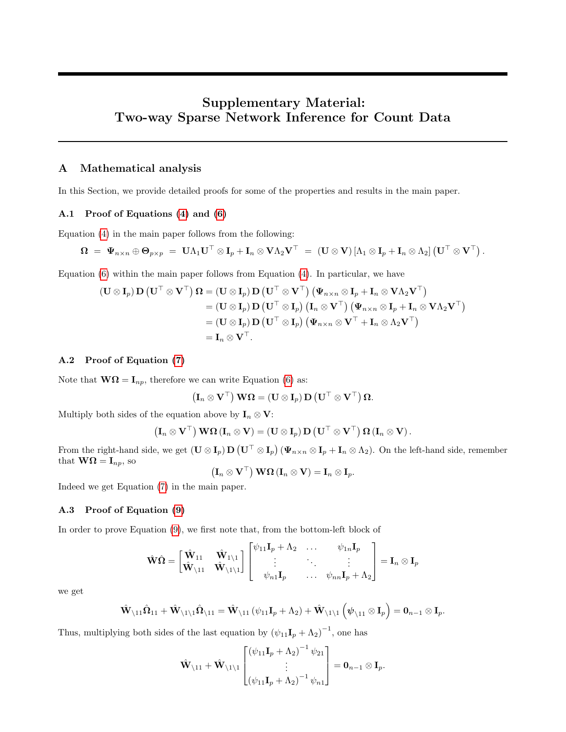# Supplementary Material: Two-way Sparse Network Inference for Count Data

## A Mathematical analysis

In this Section, we provide detailed proofs for some of the properties and results in the main paper.

### A.1 Proof of Equations (4) and (6)

Equation (4) in the main paper follows from the following:

$$\mathbf{\Omega} \;=\; \mathbf{\Psi}_{n\times n} \oplus \mathbf{\Theta}_{p\times p} \;=\; \mathbf{U}\Lambda_1\mathbf{U}^\top \otimes \mathbf{I}_p + \mathbf{I}_n \otimes \mathbf{V}\Lambda_2\mathbf{V}^\top \;=\; (\mathbf{U}\otimes\mathbf{V})\left[\Lambda_1 \otimes \mathbf{I}_p + \mathbf{I}_n \otimes \Lambda_2\right]\left(\mathbf{U}^\top \otimes \mathbf{V}^\top\right).$$

Equation (6) within the main paper follows from Equation (4). In particular, we have

$$\begin{aligned}
\left(\mathbf{U}\otimes\mathbf{I}_p\right)\mathbf{D}\left(\mathbf{U}^\top\otimes\mathbf{V}^\top\right)\mathbf{\Omega} &= \left(\mathbf{U}\otimes\mathbf{I}_p\right)\mathbf{D}\left(\mathbf{U}^\top\otimes\mathbf{V}^\top\right)\left(\mathbf{\Psi}_{n\times n}\otimes\mathbf{I}_p + \mathbf{I}_n\otimes\mathbf{V}\Lambda_2\mathbf{V}^\top\right)\\
&= \left(\mathbf{U}\otimes\mathbf{I}_p\right)\mathbf{D}\left(\mathbf{U}^\top\otimes\mathbf{I}_p\right)\left(\mathbf{I}_n\otimes\mathbf{V}^\top\right)\left(\mathbf{\Psi}_{n\times n}\otimes\mathbf{I}_p + \mathbf{I}_n\otimes\mathbf{V}\Lambda_2\mathbf{V}^\top\right)\\
&= \left(\mathbf{U}\otimes\mathbf{I}_p\right)\mathbf{D}\left(\mathbf{U}^\top\otimes\mathbf{I}_p\right)\left(\mathbf{\Psi}_{n\times n}\otimes\mathbf{V}^\top + \mathbf{I}_n\otimes\Lambda_2\mathbf{V}^\top\right)\\
&= \mathbf{I}_n\otimes\mathbf{V}^\top.
\end{aligned}$$

### A.2 Proof of Equation (7)

Note that $\mathbf{W}\mathbf{\Omega} = \mathbf{I}_{np}$, therefore we can write Equation (6) as:

$$\left(\mathbf{I}_n\otimes\mathbf{V}^\top\right)\mathbf{W}\mathbf{\Omega} = \left(\mathbf{U}\otimes\mathbf{I}_p\right)\mathbf{D}\left(\mathbf{U}^\top\otimes\mathbf{V}^\top\right)\mathbf{\Omega}.$$

Multiply both sides of the equation above by $\mathbf{I}_n\otimes\mathbf{V}$:

$$\left(\mathbf{I}_n\otimes\mathbf{V}^\top\right)\mathbf{W}\mathbf{\Omega}\left(\mathbf{I}_n\otimes\mathbf{V}\right) = \left(\mathbf{U}\otimes\mathbf{I}_p\right)\mathbf{D}\left(\mathbf{U}^\top\otimes\mathbf{V}^\top\right)\mathbf{\Omega}\left(\mathbf{I}_n\otimes\mathbf{V}\right).$$

From the right-hand side, we get $\left(\mathbf{U}\otimes\mathbf{I}_p\right)\mathbf{D}\left(\mathbf{U}^\top\otimes\mathbf{I}_p\right)\left(\mathbf{\Psi}_{n\times n}\otimes\mathbf{I}_p + \mathbf{I}_n\otimes\Lambda_2\right)$. On the left-hand side, remember that $\mathbf{W}\mathbf{\Omega} = \mathbf{I}_{np}$, so

$$\left(\mathbf{I}_n\otimes\mathbf{V}^\top\right)\mathbf{W}\mathbf{\Omega}\left(\mathbf{I}_n\otimes\mathbf{V}\right) = \mathbf{I}_n\otimes\mathbf{I}_p.$$

Indeed we get Equation (7) in the main paper.

### A.3 Proof of Equation (9)

In order to prove Equation (9), we first note that, from the bottom-left block of

$$\hat{\mathbf{W}}\hat{\mathbf{\Omega}} = \begin{bmatrix}\hat{\mathbf{W}}_{11} & \hat{\mathbf{W}}_{1\backslash 1}\\ \hat{\mathbf{W}}_{\backslash 11} & \hat{\mathbf{W}}_{\backslash 1\backslash 1}\end{bmatrix}\begin{bmatrix}\psi_{11}\mathbf{I}_p + \Lambda_2 & \dots & \psi_{1n}\mathbf{I}_p\\ \vdots & \ddots & \vdots\\ \psi_{n1}\mathbf{I}_p & \dots & \psi_{nn}\mathbf{I}_p + \Lambda_2\end{bmatrix} = \mathbf{I}_n\otimes\mathbf{I}_p$$

we get

$$\hat{\mathbf{W}}_{\backslash 11}\hat{\mathbf{\Omega}}_{11} + \hat{\mathbf{W}}_{\backslash 1\backslash 1}\hat{\mathbf{\Omega}}_{\backslash 11} = \hat{\mathbf{W}}_{\backslash 11}\left(\psi_{11}\mathbf{I}_p + \Lambda_2\right) + \hat{\mathbf{W}}_{\backslash 1\backslash 1}\left(\boldsymbol{\psi}_{\backslash 11}\otimes\mathbf{I}_p\right) = \mathbf{0}_{n-1}\otimes\mathbf{I}_p.$$

Thus, multiplying both sides of the last equation by $\left(\psi_{11}\mathbf{I}_p + \Lambda_2\right)^{-1}$, one has

$$\hat{\mathbf{W}}_{\backslash 11} + \hat{\mathbf{W}}_{\backslash 1\backslash 1}\begin{bmatrix}\left(\psi_{11}\mathbf{I}_p + \Lambda_2\right)^{-1}\psi_{21}\\ \vdots\\ \left(\psi_{11}\mathbf{I}_p + \Lambda_2\right)^{-1}\psi_{n1}\end{bmatrix} = \mathbf{0}_{n-1}\otimes\mathbf{I}_p.$$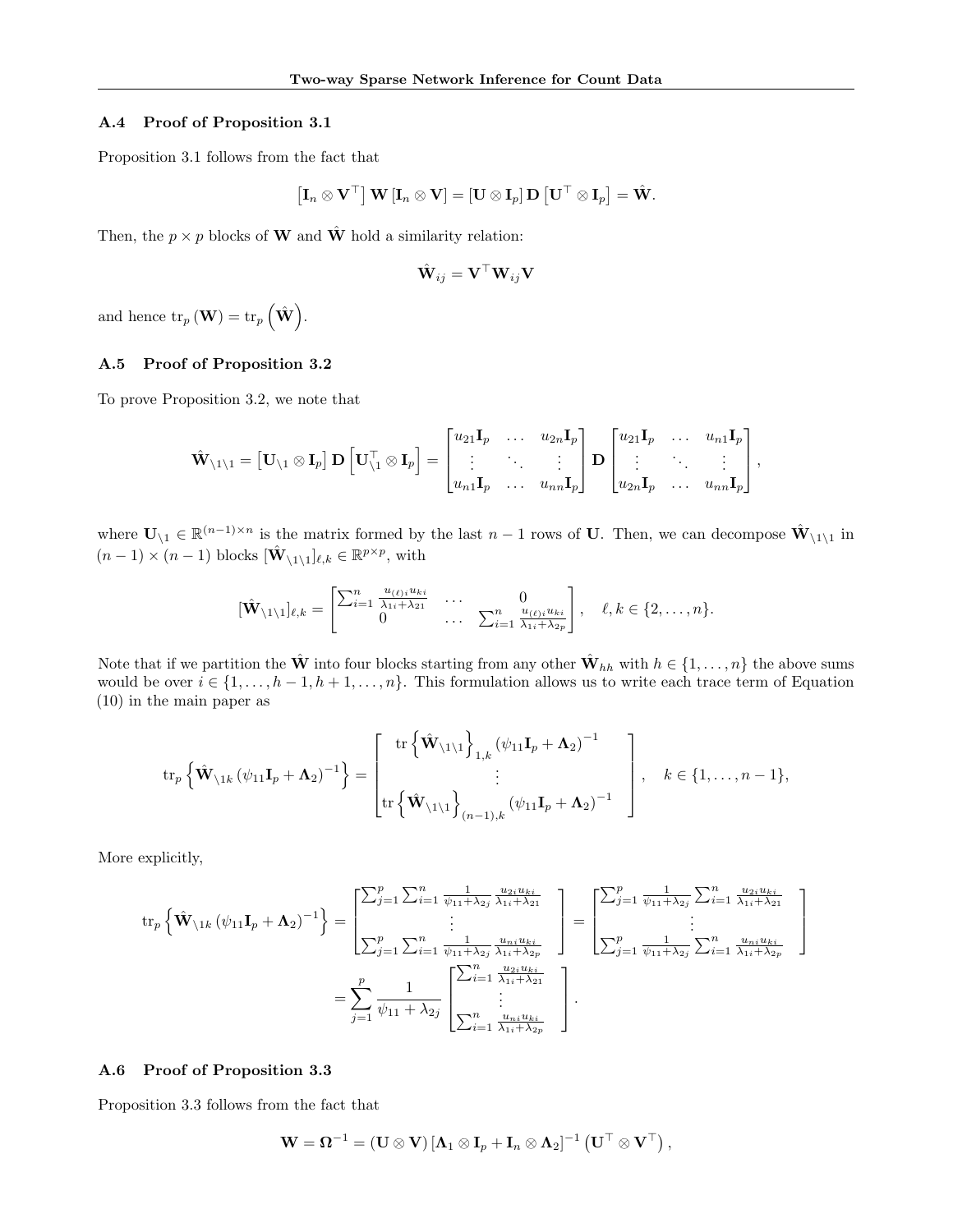### A.4 Proof of Proposition 3.1

Proposition 3.1 follows from the fact that

$$\left[\mathbf{I}_n \otimes \mathbf{V}^\top\right] \mathbf{W} \left[\mathbf{I}_n \otimes \mathbf{V}\right] = \left[\mathbf{U} \otimes \mathbf{I}_p\right] \mathbf{D} \left[\mathbf{U}^\top \otimes \mathbf{I}_p\right] = \hat{\mathbf{W}}.$$

Then, the $p \times p$ blocks of $\mathbf{W}$ and $\hat{\mathbf{W}}$ hold a similarity relation:

$$\hat{\mathbf{W}}_{ij} = \mathbf{V}^\top \mathbf{W}_{ij} \mathbf{V}$$

and hence $\mathrm{tr}_p\left(\mathbf{W}\right) = \mathrm{tr}_p\left(\hat{\mathbf{W}}\right)$.

### A.5 Proof of Proposition 3.2

To prove Proposition 3.2, we note that

$$\hat{\mathbf{W}}_{\backslash 1 \backslash 1} = \left[\mathbf{U}_{\backslash 1} \otimes \mathbf{I}_p\right] \mathbf{D} \left[\mathbf{U}_{\backslash 1}^\top \otimes \mathbf{I}_p\right] = \begin{bmatrix} u_{21}\mathbf{I}_p & \dots & u_{2n}\mathbf{I}_p \\ \vdots & \ddots & \vdots \\ u_{n1}\mathbf{I}_p & \dots & u_{nn}\mathbf{I}_p \end{bmatrix} \mathbf{D} \begin{bmatrix} u_{21}\mathbf{I}_p & \dots & u_{n1}\mathbf{I}_p \\ \vdots & \ddots & \vdots \\ u_{2n}\mathbf{I}_p & \dots & u_{nn}\mathbf{I}_p \end{bmatrix},$$

where $\mathbf{U}_{\backslash 1} \in \mathbb{R}^{(n-1)\times n}$ is the matrix formed by the last $n-1$ rows of $\mathbf{U}$. Then, we can decompose $\hat{\mathbf{W}}_{\backslash 1 \backslash 1}$ in $(n-1) \times (n-1)$ blocks $[\hat{\mathbf{W}}_{\backslash 1 \backslash 1}]_{\ell,k} \in \mathbb{R}^{p\times p}$, with

$$[\hat{\mathbf{W}}_{\backslash 1 \backslash 1}]_{\ell,k} = \begin{bmatrix} \sum_{i=1}^n \frac{u_{(\ell)i} u_{ki}}{\lambda_{1i} + \lambda_{21}} & \dots & 0 \\ 0 & \dots & \sum_{i=1}^n \frac{u_{(\ell)i} u_{ki}}{\lambda_{1i} + \lambda_{2p}} \end{bmatrix}, \quad \ell, k \in \{2, \dots, n\}.$$

Note that if we partition the $\hat{\mathbf{W}}$ into four blocks starting from any other $\hat{\mathbf{W}}_{hh}$ with $h \in \{1, \dots, n\}$ the above sums would be over $i \in \{1, \dots, h-1, h+1, \dots, n\}$. This formulation allows us to write each trace term of Equation (10) in the main paper as

$$\mathrm{tr}_p\left\{\hat{\mathbf{W}}_{\backslash 1k}\left(\psi_{11}\mathbf{I}_p + \boldsymbol{\Lambda}_2\right)^{-1}\right\} = \begin{bmatrix} \mathrm{tr}\left\{\hat{\mathbf{W}}_{\backslash 1 \backslash 1}\right\}_{1,k}\left(\psi_{11}\mathbf{I}_p + \boldsymbol{\Lambda}_2\right)^{-1} \\ \vdots \\ \mathrm{tr}\left\{\hat{\mathbf{W}}_{\backslash 1 \backslash 1}\right\}_{(n-1),k}\left(\psi_{11}\mathbf{I}_p + \boldsymbol{\Lambda}_2\right)^{-1} \end{bmatrix}, \quad k \in \{1, \dots, n-1\},$$

More explicitly,

$$\mathrm{tr}_p\left\{\hat{\mathbf{W}}_{\backslash 1k}\left(\psi_{11}\mathbf{I}_p + \boldsymbol{\Lambda}_2\right)^{-1}\right\} = \begin{bmatrix} \sum_{j=1}^p \sum_{i=1}^n \frac{1}{\psi_{11}+\lambda_{2j}} \frac{u_{2i}u_{ki}}{\lambda_{1i}+\lambda_{21}} \\ \vdots \\ \sum_{j=1}^p \sum_{i=1}^n \frac{1}{\psi_{11}+\lambda_{2j}} \frac{u_{ni}u_{ki}}{\lambda_{1i}+\lambda_{2p}} \end{bmatrix} = \begin{bmatrix} \sum_{j=1}^p \frac{1}{\psi_{11}+\lambda_{2j}} \sum_{i=1}^n \frac{u_{2i}u_{ki}}{\lambda_{1i}+\lambda_{21}} \\ \vdots \\ \sum_{j=1}^p \frac{1}{\psi_{11}+\lambda_{2j}} \sum_{i=1}^n \frac{u_{ni}u_{ki}}{\lambda_{1i}+\lambda_{2p}} \end{bmatrix}$$

$$= \sum_{j=1}^p \frac{1}{\psi_{11}+\lambda_{2j}} \begin{bmatrix} \sum_{i=1}^n \frac{u_{2i}u_{ki}}{\lambda_{1i}+\lambda_{21}} \\ \vdots \\ \sum_{i=1}^n \frac{u_{ni}u_{ki}}{\lambda_{1i}+\lambda_{2p}} \end{bmatrix}.$$

### A.6 Proof of Proposition 3.3

Proposition 3.3 follows from the fact that

$$\mathbf{W} = \boldsymbol{\Omega}^{-1} = \left(\mathbf{U} \otimes \mathbf{V}\right)\left[\boldsymbol{\Lambda}_1 \otimes \mathbf{I}_p + \mathbf{I}_n \otimes \boldsymbol{\Lambda}_2\right]^{-1}\left(\mathbf{U}^\top \otimes \mathbf{V}^\top\right),$$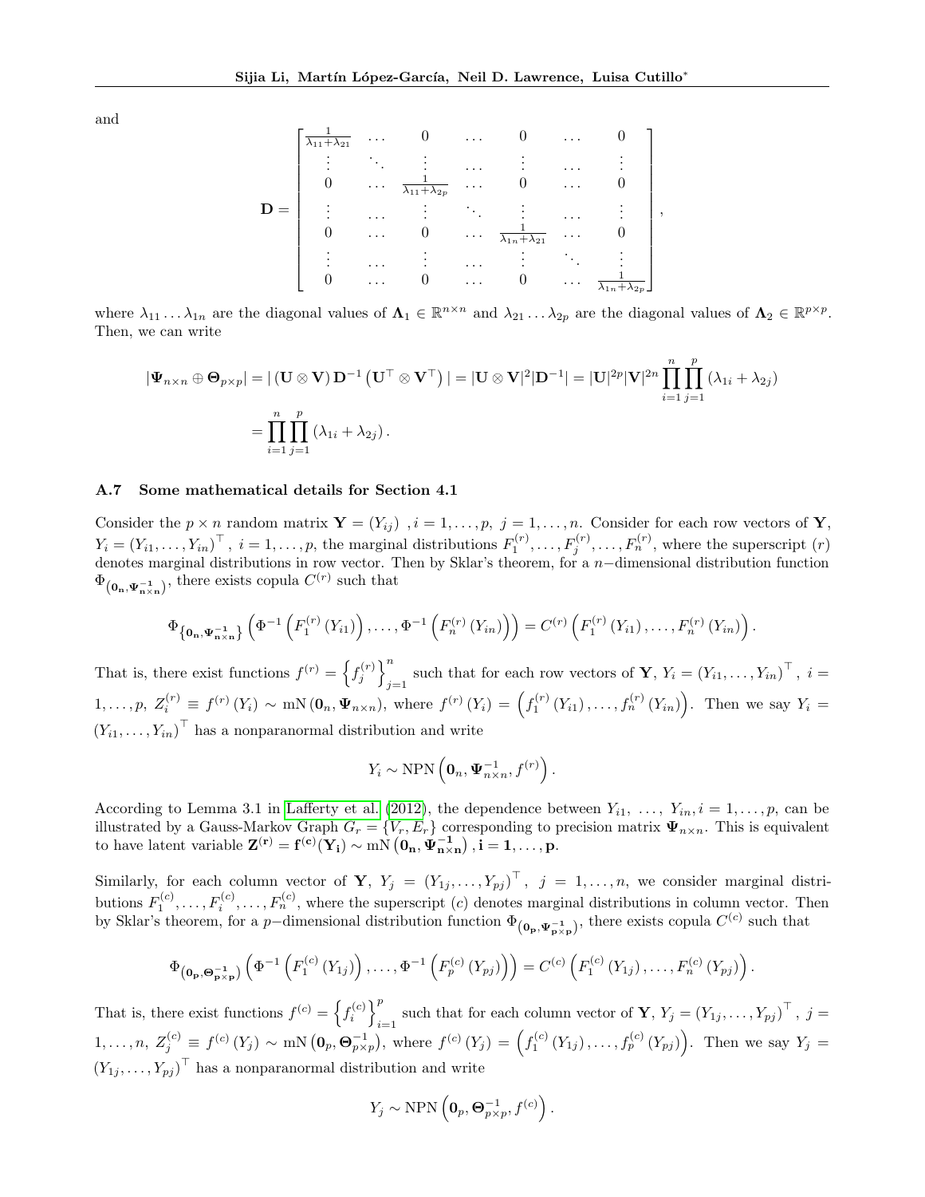and

$$
\mathbf{D} = \begin{bmatrix}
\frac{1}{\lambda_{11}+\lambda_{21}} & \dots & 0 & \dots & 0 & \dots & 0 \\
\vdots & \ddots & \vdots & \dots & \vdots & \dots & \vdots \\
0 & \dots & \frac{1}{\lambda_{11}+\lambda_{2p}} & \dots & 0 & \dots & 0 \\
\vdots & \dots & \vdots & \ddots & \vdots & \dots & \vdots \\
0 & \dots & 0 & \dots & \frac{1}{\lambda_{1n}+\lambda_{21}} & \dots & 0 \\
\vdots & \dots & \vdots & \dots & \vdots & \ddots & \vdots \\
0 & \dots & 0 & \dots & 0 & \dots & \frac{1}{\lambda_{1n}+\lambda_{2p}}
\end{bmatrix},
$$

where $\lambda_{11} \dots \lambda_{1n}$ are the diagonal values of $\mathbf{\Lambda}_1 \in \mathbb{R}^{n\times n}$ and $\lambda_{21} \dots \lambda_{2p}$ are the diagonal values of $\mathbf{\Lambda}_2 \in \mathbb{R}^{p\times p}$. Then, we can write

$$
\begin{aligned}
|\mathbf{\Psi}_{n\times n} \oplus \mathbf{\Theta}_{p\times p}| &= |\left(\mathbf{U}\otimes\mathbf{V}\right)\mathbf{D}^{-1}\left(\mathbf{U}^\top\otimes\mathbf{V}^\top\right)| = |\mathbf{U}\otimes\mathbf{V}|^2|\mathbf{D}^{-1}| = |\mathbf{U}|^{2p}|\mathbf{V}|^{2n}\prod_{i=1}^{n}\prod_{j=1}^{p}\left(\lambda_{1i}+\lambda_{2j}\right) \\
&= \prod_{i=1}^{n}\prod_{j=1}^{p}\left(\lambda_{1i}+\lambda_{2j}\right).
\end{aligned}
$$

### A.7 Some mathematical details for Section 4.1

Consider the $p\times n$ random matrix $\mathbf{Y} = (Y_{ij})$ , $i = 1,\dots,p,\ j = 1,\dots,n$. Consider for each row vectors of $\mathbf{Y}$, $Y_i = (Y_{i1},\dots,Y_{in})^\top$, $i = 1,\dots,p$, the marginal distributions $F_1^{(r)},\dots,F_j^{(r)},\dots,F_n^{(r)}$, where the superscript $(r)$ denotes marginal distributions in row vector. Then by Sklar's theorem, for a $n-$dimensional distribution function $\Phi_{(\mathbf{0_n},\mathbf{\Psi^{-1}_{n\times n}})}$, there exists copula $C^{(r)}$ such that

$$
\Phi_{\left\{\mathbf{0_n},\mathbf{\Psi^{-1}_{n\times n}}\right\}}\left(\Phi^{-1}\left(F_1^{(r)}\left(Y_{i1}\right)\right),\dots,\Phi^{-1}\left(F_n^{(r)}\left(Y_{in}\right)\right)\right) = C^{(r)}\left(F_1^{(r)}\left(Y_{i1}\right),\dots,F_n^{(r)}\left(Y_{in}\right)\right).
$$

That is, there exist functions $f^{(r)} = \left\{f_j^{(r)}\right\}_{j=1}^{n}$ such that for each row vectors of $\mathbf{Y}$, $Y_i = (Y_{i1},\dots,Y_{in})^\top$, $i = 1,\dots,p$, $Z_i^{(r)} \equiv f^{(r)}\left(Y_i\right) \sim \mathrm{mN}\left(\mathbf{0}_n,\mathbf{\Psi}_{n\times n}\right)$, where $f^{(r)}\left(Y_i\right) = \left(f_1^{(r)}\left(Y_{i1}\right),\dots,f_n^{(r)}\left(Y_{in}\right)\right)$. Then we say $Y_i = (Y_{i1},\dots,Y_{in})^\top$ has a nonparanormal distribution and write

$$
Y_i \sim \mathrm{NPN}\left(\mathbf{0}_n,\mathbf{\Psi}^{-1}_{n\times n},f^{(r)}\right).
$$

According to Lemma 3.1 in Lafferty et al. (2012), the dependence between $Y_{i1},\ \dots,\ Y_{in}, i = 1,\dots,p$, can be illustrated by a Gauss-Markov Graph $G_r = \{V_r, E_r\}$ corresponding to precision matrix $\mathbf{\Psi}_{n\times n}$. This is equivalent to have latent variable $\mathbf{Z^{(r)}} = \mathbf{f^{(c)}(Y_i)} \sim \mathrm{mN}\left(\mathbf{0_n},\mathbf{\Psi^{-1}_{n\times n}}\right), \mathbf{i = 1,\dots,p}$.

Similarly, for each column vector of $\mathbf{Y}$, $Y_j = (Y_{1j},\dots,Y_{pj})^\top$, $j = 1,\dots,n$, we consider marginal distributions $F_1^{(c)},\dots,F_i^{(c)},\dots,F_n^{(c)}$, where the superscript $(c)$ denotes marginal distributions in column vector. Then by Sklar's theorem, for a $p-$dimensional distribution function $\Phi_{(\mathbf{0_p},\mathbf{\Psi^{-1}_{p\times p}})}$, there exists copula $C^{(c)}$ such that

$$
\Phi_{\left(\mathbf{0_p},\mathbf{\Theta^{-1}_{p\times p}}\right)}\left(\Phi^{-1}\left(F_1^{(c)}\left(Y_{1j}\right)\right),\dots,\Phi^{-1}\left(F_p^{(c)}\left(Y_{pj}\right)\right)\right) = C^{(c)}\left(F_1^{(c)}\left(Y_{1j}\right),\dots,F_n^{(c)}\left(Y_{pj}\right)\right).
$$

That is, there exist functions $f^{(c)} = \left\{f_i^{(c)}\right\}_{i=1}^{p}$ such that for each column vector of $\mathbf{Y}$, $Y_j = (Y_{1j},\dots,Y_{pj})^\top$, $j = 1,\dots,n$, $Z_j^{(c)} \equiv f^{(c)}\left(Y_j\right) \sim \mathrm{mN}\left(\mathbf{0}_p,\mathbf{\Theta}^{-1}_{p\times p}\right)$, where $f^{(c)}\left(Y_j\right) = \left(f_1^{(c)}\left(Y_{1j}\right),\dots,f_p^{(c)}\left(Y_{pj}\right)\right)$. Then we say $Y_j = (Y_{1j},\dots,Y_{pj})^\top$ has a nonparanormal distribution and write

$$
Y_j \sim \mathrm{NPN}\left(\mathbf{0}_p,\mathbf{\Theta}^{-1}_{p\times p},f^{(c)}\right).
$$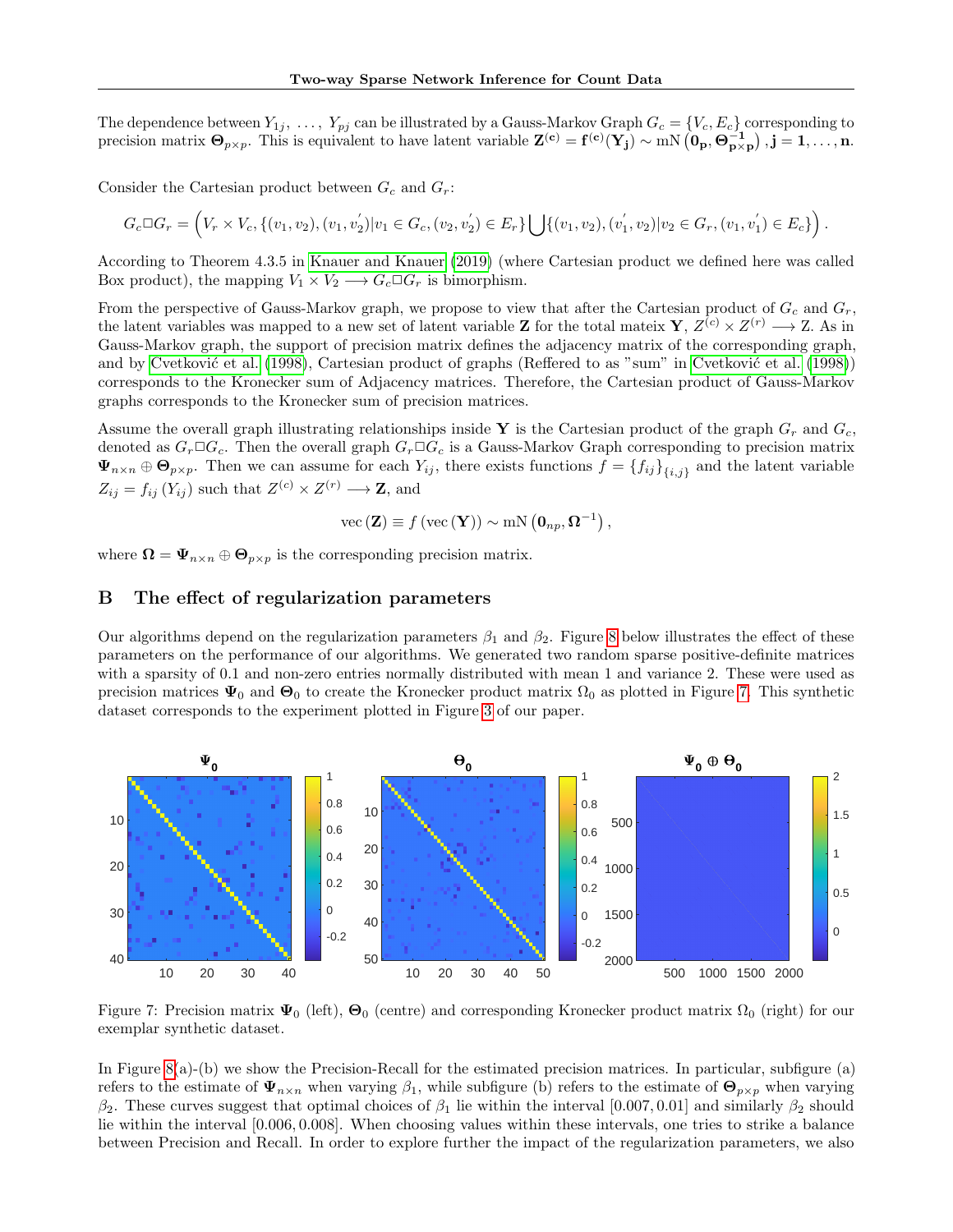The dependence between $Y_{1j}, \ldots, Y_{pj}$ can be illustrated by a Gauss-Markov Graph $G_c = \{V_c, E_c\}$ corresponding to precision matrix $\mathbf{\Theta}_{p\times p}$. This is equivalent to have latent variable $\mathbf{Z^{(c)}} = \mathbf{f^{(c)}(Y_j)} \sim \text{mN}\left(\mathbf{0_p}, \mathbf{\Theta^{-1}_{p\times p}}\right), \mathbf{j = 1, \ldots, n}$.

Consider the Cartesian product between $G_c$ and $G_r$:

$$G_c \square G_r = \left(V_r \times V_c, \{(v_1, v_2), (v_1, v_2^{'}) | v_1 \in G_c, (v_2, v_2^{'}) \in E_r\} \bigcup \{(v_1, v_2), (v_1^{'}, v_2) | v_2 \in G_r, (v_1, v_1^{'}) \in E_c\}\right).$$

According to Theorem 4.3.5 in Knauer and Knauer (2019) (where Cartesian product we defined here was called Box product), the mapping $V_1 \times V_2 \longrightarrow G_c \square G_r$ is bimorphism.

From the perspective of Gauss-Markov graph, we propose to view that after the Cartesian product of $G_c$ and $G_r$, the latent variables was mapped to a new set of latent variable $\mathbf{Z}$ for the total mateix $\mathbf{Y}$, $Z^{(c)} \times Z^{(r)} \longrightarrow \mathrm{Z}$. As in Gauss-Markov graph, the support of precision matrix defines the adjacency matrix of the corresponding graph, and by Cvetković et al. (1998), Cartesian product of graphs (Reffered to as "sum" in Cvetković et al. (1998)) corresponds to the Kronecker sum of Adjacency matrices. Therefore, the Cartesian product of Gauss-Markov graphs corresponds to the Kronecker sum of precision matrices.

Assume the overall graph illustrating relationships inside $\mathbf{Y}$ is the Cartesian product of the graph $G_r$ and $G_c$, denoted as $G_r \square G_c$. Then the overall graph $G_r \square G_c$ is a Gauss-Markov Graph corresponding to precision matrix $\mathbf{\Psi}_{n\times n} \oplus \mathbf{\Theta}_{p\times p}$. Then we can assume for each $Y_{ij}$, there exists functions $f = \{f_{ij}\}_{\{i,j\}}$ and the latent variable $Z_{ij} = f_{ij}(Y_{ij})$ such that $Z^{(c)} \times Z^{(r)} \longrightarrow \mathbf{Z}$, and

$$\text{vec}(\mathbf{Z}) \equiv f(\text{vec}(\mathbf{Y})) \sim \text{mN}\left(\mathbf{0}_{np}, \mathbf{\Omega}^{-1}\right),$$

where $\mathbf{\Omega} = \mathbf{\Psi}_{n\times n} \oplus \mathbf{\Theta}_{p\times p}$ is the corresponding precision matrix.

## B The effect of regularization parameters

Our algorithms depend on the regularization parameters $\beta_1$ and $\beta_2$. Figure 8 below illustrates the effect of these parameters on the performance of our algorithms. We generated two random sparse positive-definite matrices with a sparsity of 0.1 and non-zero entries normally distributed with mean 1 and variance 2. These were used as precision matrices $\mathbf{\Psi}_0$ and $\mathbf{\Theta}_0$ to create the Kronecker product matrix $\Omega_0$ as plotted in Figure 7. This synthetic dataset corresponds to the experiment plotted in Figure 3 of our paper.

Figure 7: Precision matrix $\mathbf{\Psi}_0$ (left), $\mathbf{\Theta}_0$ (centre) and corresponding Kronecker product matrix $\Omega_0$ (right) for our exemplar synthetic dataset.

In Figure 8(a)-(b) we show the Precision-Recall for the estimated precision matrices. In particular, subfigure (a) refers to the estimate of $\mathbf{\Psi}_{n\times n}$ when varying $\beta_1$, while subfigure (b) refers to the estimate of $\mathbf{\Theta}_{p\times p}$ when varying $\beta_2$. These curves suggest that optimal choices of $\beta_1$ lie within the interval $[0.007, 0.01]$ and similarly $\beta_2$ should lie within the interval $[0.006, 0.008]$. When choosing values within these intervals, one tries to strike a balance between Precision and Recall. In order to explore further the impact of the regularization parameters, we also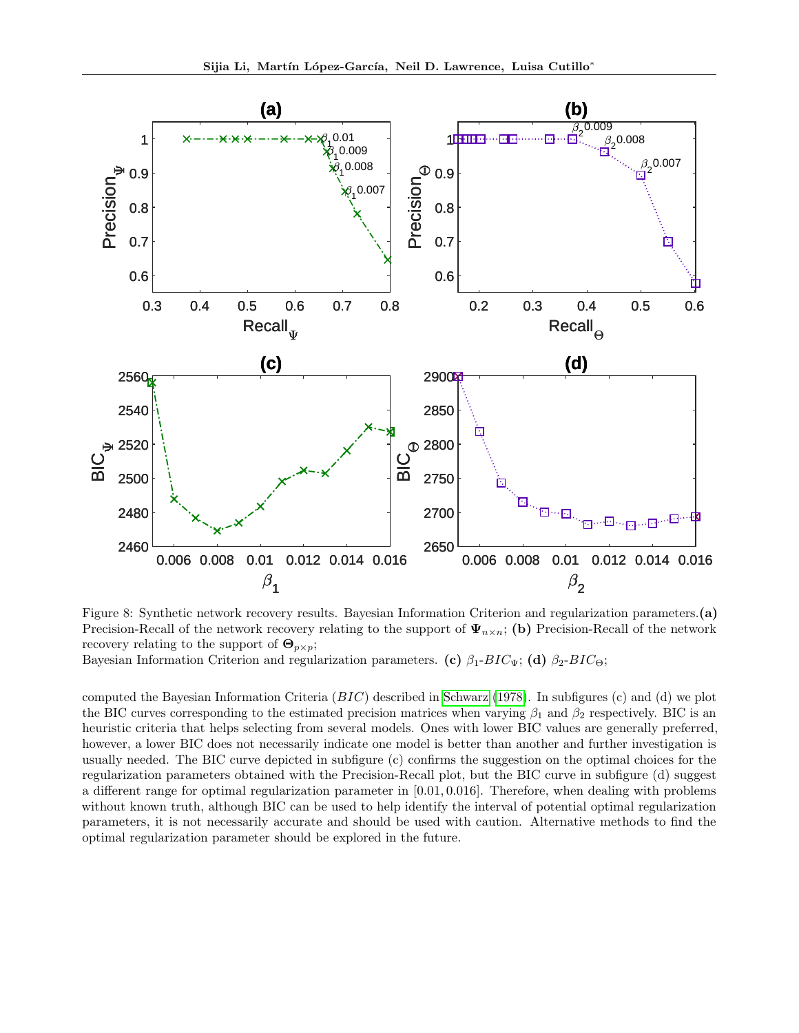(a)

Precision$_\Psi$

Recall$_\Psi$

1
0.9
0.8
0.7
0.6

0.3 0.4 0.5 0.6 0.7 0.8

$\beta_1$ 0.01
$\beta_1$ 0.009
$\beta_1$ 0.008
$\beta_1$ 0.007

(b)

Precision$_\Theta$

Recall$_\Theta$

1
0.9
0.8
0.7
0.6

0.2 0.3 0.4 0.5 0.6

$\beta_2$ 0.009
$\beta_2$ 0.008
$\beta_2$ 0.007

(c)

BIC$_\Psi$

$\beta_1$

2560
2540
2520
2500
2480
2460

0.006 0.008 0.01 0.012 0.014 0.016

(d)

BIC$_\Theta$

$\beta_2$

2900
2850
2800
2750
2700
2650

0.006 0.008 0.01 0.012 0.014 0.016

Figure 8: Synthetic network recovery results. Bayesian Information Criterion and regularization parameters. **(a)** Precision-Recall of the network recovery relating to the support of $\mathbf{\Psi}_{n\times n}$; **(b)** Precision-Recall of the network recovery relating to the support of $\mathbf{\Theta}_{p\times p}$;
Bayesian Information Criterion and regularization parameters. **(c)** $\beta_1$-$BIC_\Psi$; **(d)** $\beta_2$-$BIC_\Theta$;

computed the Bayesian Information Criteria ($BIC$) described in Schwarz (1978). In subfigures (c) and (d) we plot the BIC curves corresponding to the estimated precision matrices when varying $\beta_1$ and $\beta_2$ respectively. BIC is an heuristic criteria that helps selecting from several models. Ones with lower BIC values are generally preferred, however, a lower BIC does not necessarily indicate one model is better than another and further investigation is usually needed. The BIC curve depicted in subfigure (c) confirms the suggestion on the optimal choices for the regularization parameters obtained with the Precision-Recall plot, but the BIC curve in subfigure (d) suggest a different range for optimal regularization parameter in $[0.01, 0.016]$. Therefore, when dealing with problems without known truth, although BIC can be used to help identify the interval of potential optimal regularization parameters, it is not necessarily accurate and should be used with caution. Alternative methods to find the optimal regularization parameter should be explored in the future.